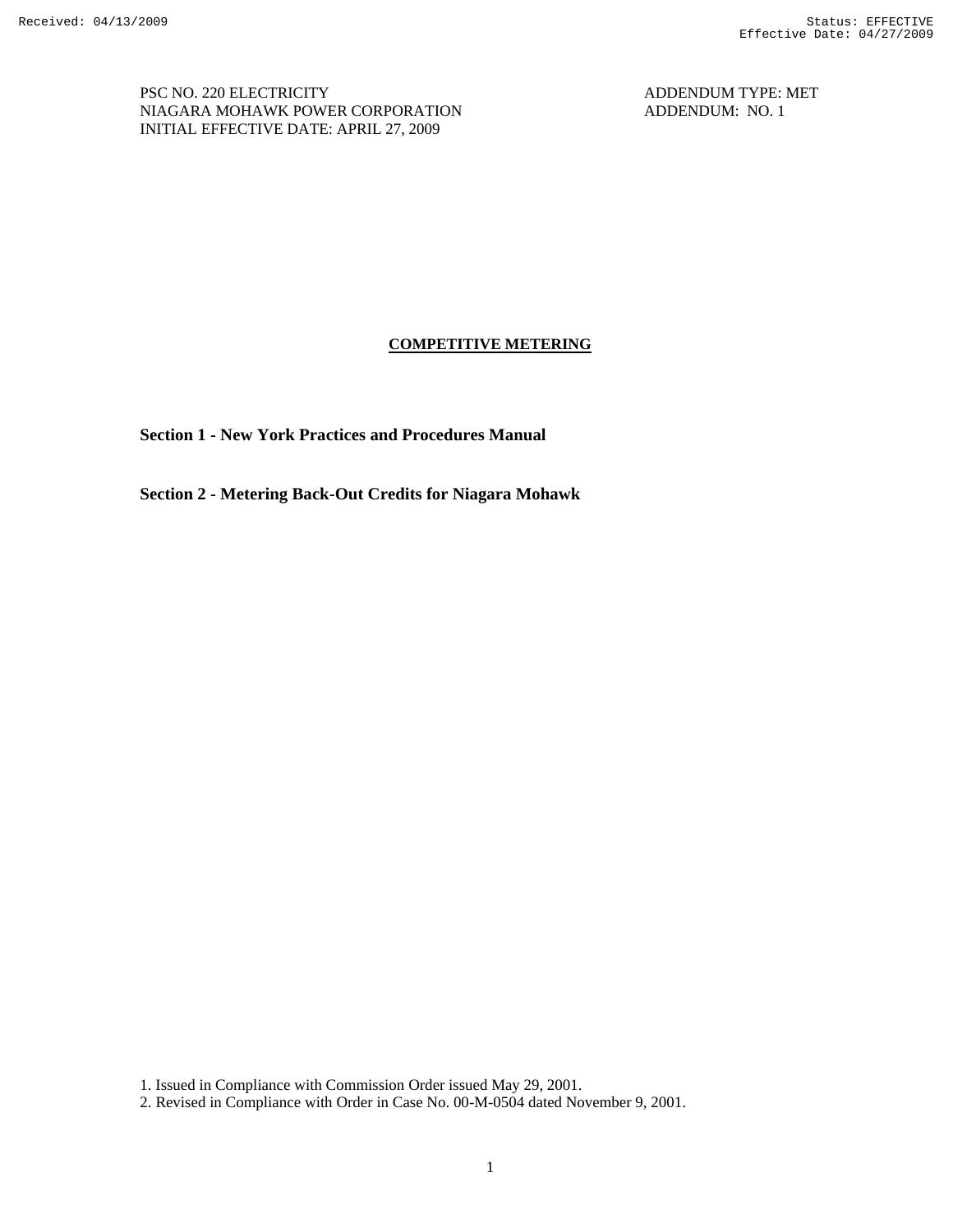PSC NO. 220 ELECTRICITY
NIAGARA MOHAWK POWER CORPORATION
INITIAL EFFECTIVE DATE: APRIL 27, 2009

ADDENDUM TYPE: MET
ADDENDUM: NO. 1

# COMPETITIVE METERING

**Section 1 - New York Practices and Procedures Manual**

**Section 2 - Metering Back-Out Credits for Niagara Mohawk**

1. Issued in Compliance with Commission Order issued May 29, 2001.
2. Revised in Compliance with Order in Case No. 00-M-0504 dated November 9, 2001.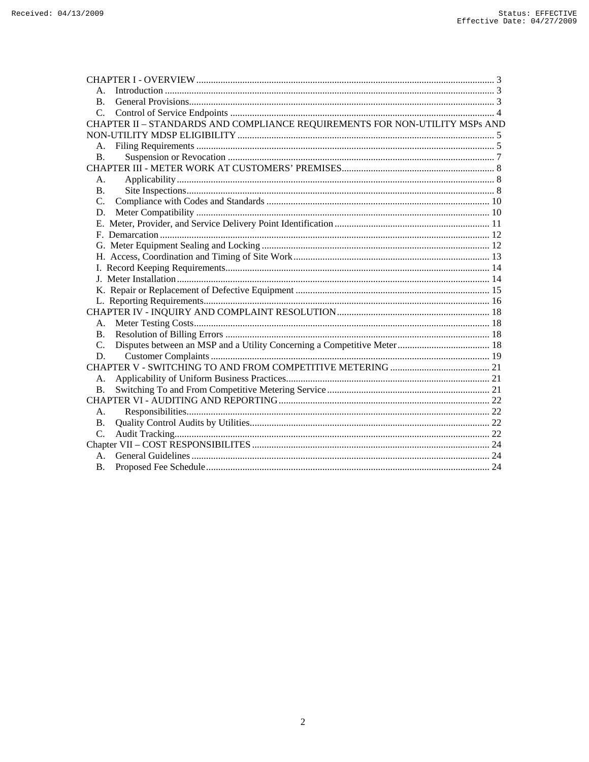CHAPTER I - OVERVIEW ........................................................................................................................ 3

- A. Introduction ...................................................................................................................... 3
- B. General Provisions............................................................................................................ 3
- C. Control of Service Endpoints ........................................................................................... 4

CHAPTER II – STANDARDS AND COMPLIANCE REQUIREMENTS FOR NON-UTILITY MSPs AND NON-UTILITY MDSP ELIGIBILITY ........................................................................................................ 5

- A. Filing Requirements .......................................................................................................... 5
- B. Suspension or Revocation ............................................................................................ 7

CHAPTER III - METER WORK AT CUSTOMERS' PREMISES.............................................................. 8

- A. Applicability................................................................................................................. 8
- B. Site Inspections............................................................................................................. 8
- C. Compliance with Codes and Standards ........................................................................... 10
- D. Meter Compatibility ....................................................................................................... 10
- E. Meter, Provider, and Service Delivery Point Identification ............................................... 11
- F. Demarcation ...................................................................................................................... 12
- G. Meter Equipment Sealing and Locking ............................................................................ 12
- H. Access, Coordination and Timing of Site Work ................................................................ 13
- I. Record Keeping Requirements........................................................................................... 14
- J. Meter Installation ............................................................................................................... 14
- K. Repair or Replacement of Defective Equipment ............................................................... 15
- L. Reporting Requirements.................................................................................................... 16

CHAPTER IV - INQUIRY AND COMPLAINT RESOLUTION.............................................................. 18

- A. Meter Testing Costs......................................................................................................... 18
- B. Resolution of Billing Errors ............................................................................................ 18
- C. Disputes between an MSP and a Utility Concerning a Competitive Meter...................................... 18
- D. Customer Complaints ................................................................................................. 19

CHAPTER V - SWITCHING TO AND FROM COMPETITIVE METERING ......................................... 21

- A. Applicability of Uniform Business Practices................................................................... 21
- B. Switching To and From Competitive Metering Service .................................................. 21

CHAPTER VI - AUDITING AND REPORTING...................................................................................... 22

- A. Responsibilities............................................................................................................ 22
- B. Quality Control Audits by Utilities.................................................................................. 22
- C. Audit Tracking................................................................................................................. 22

Chapter VII – COST RESPONSIBILITES ................................................................................................. 24

- A. General Guidelines .......................................................................................................... 24
- B. Proposed Fee Schedule.................................................................................................... 24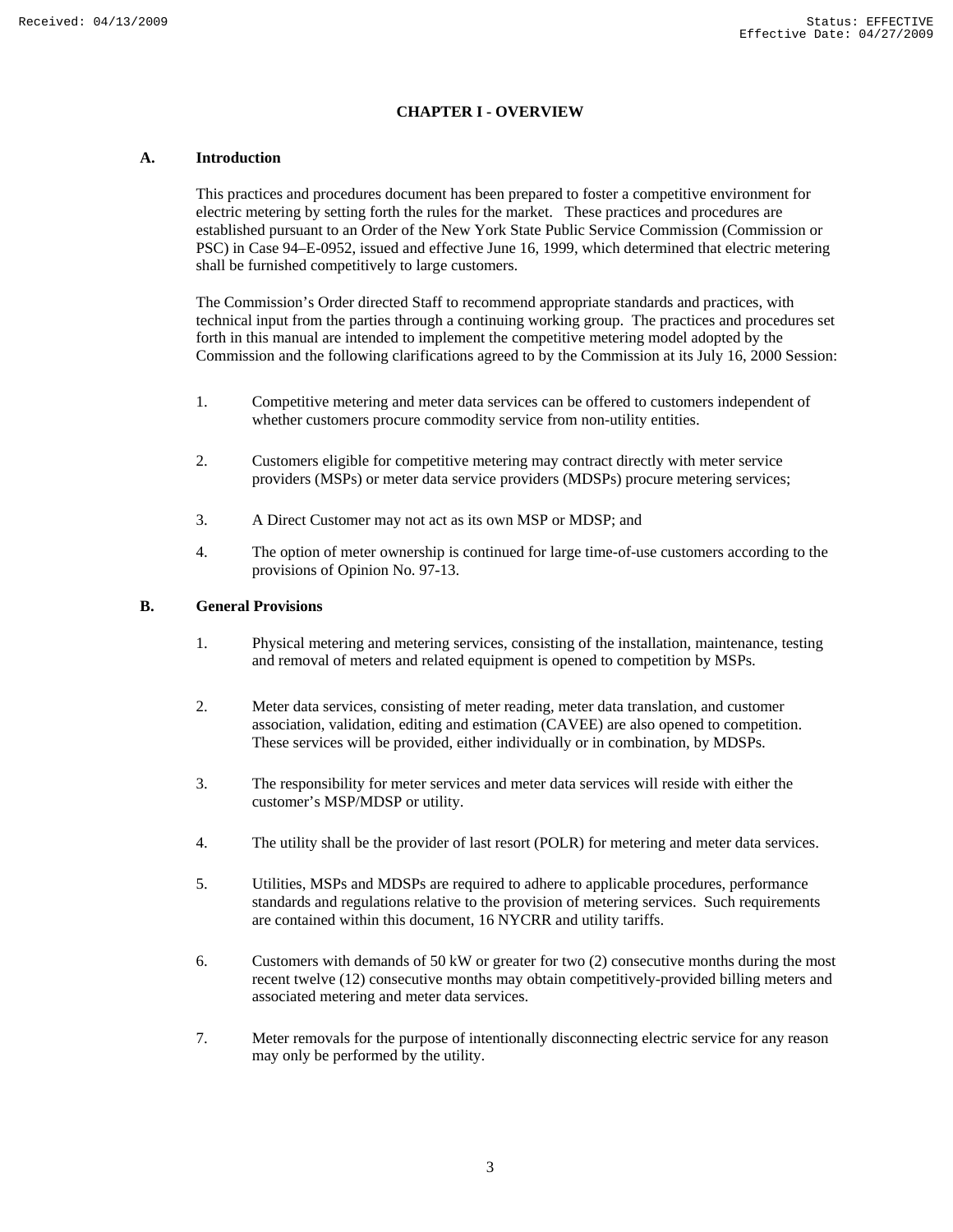# CHAPTER I - OVERVIEW

## A. Introduction

This practices and procedures document has been prepared to foster a competitive environment for electric metering by setting forth the rules for the market. These practices and procedures are established pursuant to an Order of the New York State Public Service Commission (Commission or PSC) in Case 94–E-0952, issued and effective June 16, 1999, which determined that electric metering shall be furnished competitively to large customers.

The Commission's Order directed Staff to recommend appropriate standards and practices, with technical input from the parties through a continuing working group. The practices and procedures set forth in this manual are intended to implement the competitive metering model adopted by the Commission and the following clarifications agreed to by the Commission at its July 16, 2000 Session:

1. Competitive metering and meter data services can be offered to customers independent of whether customers procure commodity service from non-utility entities.
2. Customers eligible for competitive metering may contract directly with meter service providers (MSPs) or meter data service providers (MDSPs) procure metering services;
3. A Direct Customer may not act as its own MSP or MDSP; and
4. The option of meter ownership is continued for large time-of-use customers according to the provisions of Opinion No. 97-13.

## B. General Provisions

1. Physical metering and metering services, consisting of the installation, maintenance, testing and removal of meters and related equipment is opened to competition by MSPs.
2. Meter data services, consisting of meter reading, meter data translation, and customer association, validation, editing and estimation (CAVEE) are also opened to competition. These services will be provided, either individually or in combination, by MDSPs.
3. The responsibility for meter services and meter data services will reside with either the customer's MSP/MDSP or utility.
4. The utility shall be the provider of last resort (POLR) for metering and meter data services.
5. Utilities, MSPs and MDSPs are required to adhere to applicable procedures, performance standards and regulations relative to the provision of metering services. Such requirements are contained within this document, 16 NYCRR and utility tariffs.
6. Customers with demands of 50 kW or greater for two (2) consecutive months during the most recent twelve (12) consecutive months may obtain competitively-provided billing meters and associated metering and meter data services.
7. Meter removals for the purpose of intentionally disconnecting electric service for any reason may only be performed by the utility.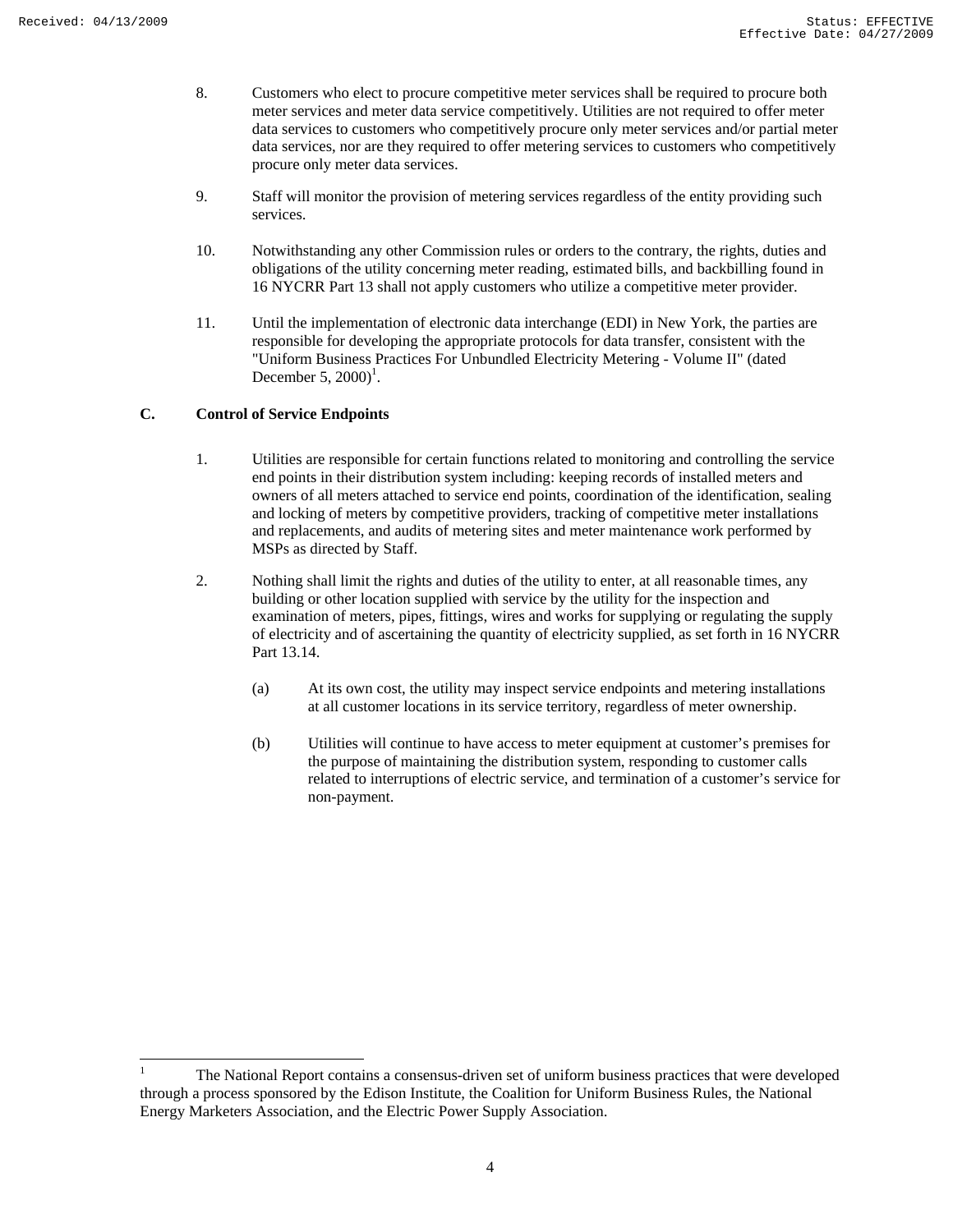8. Customers who elect to procure competitive meter services shall be required to procure both meter services and meter data service competitively. Utilities are not required to offer meter data services to customers who competitively procure only meter services and/or partial meter data services, nor are they required to offer metering services to customers who competitively procure only meter data services.

9. Staff will monitor the provision of metering services regardless of the entity providing such services.

10. Notwithstanding any other Commission rules or orders to the contrary, the rights, duties and obligations of the utility concerning meter reading, estimated bills, and backbilling found in 16 NYCRR Part 13 shall not apply customers who utilize a competitive meter provider.

11. Until the implementation of electronic data interchange (EDI) in New York, the parties are responsible for developing the appropriate protocols for data transfer, consistent with the "Uniform Business Practices For Unbundled Electricity Metering - Volume II" (dated December 5, 2000)[1].

## C. Control of Service Endpoints

1. Utilities are responsible for certain functions related to monitoring and controlling the service end points in their distribution system including: keeping records of installed meters and owners of all meters attached to service end points, coordination of the identification, sealing and locking of meters by competitive providers, tracking of competitive meter installations and replacements, and audits of metering sites and meter maintenance work performed by MSPs as directed by Staff.

2. Nothing shall limit the rights and duties of the utility to enter, at all reasonable times, any building or other location supplied with service by the utility for the inspection and examination of meters, pipes, fittings, wires and works for supplying or regulating the supply of electricity and of ascertaining the quantity of electricity supplied, as set forth in 16 NYCRR Part 13.14.

   (a) At its own cost, the utility may inspect service endpoints and metering installations at all customer locations in its service territory, regardless of meter ownership.

   (b) Utilities will continue to have access to meter equipment at customer's premises for the purpose of maintaining the distribution system, responding to customer calls related to interruptions of electric service, and termination of a customer's service for non-payment.

---

[1] The National Report contains a consensus-driven set of uniform business practices that were developed through a process sponsored by the Edison Institute, the Coalition for Uniform Business Rules, the National Energy Marketers Association, and the Electric Power Supply Association.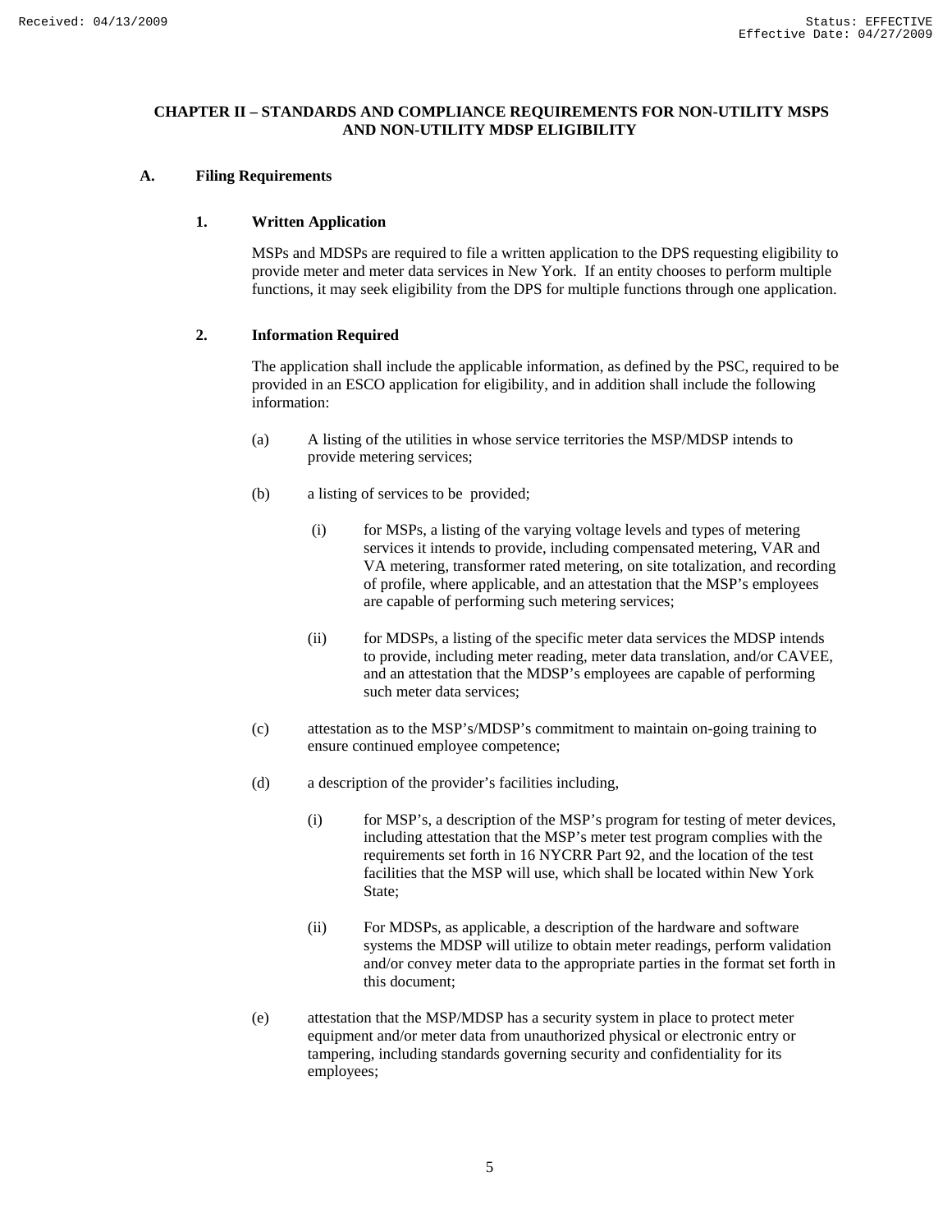## CHAPTER II – STANDARDS AND COMPLIANCE REQUIREMENTS FOR NON-UTILITY MSPS AND NON-UTILITY MDSP ELIGIBILITY

### A. Filing Requirements

#### 1. Written Application

MSPs and MDSPs are required to file a written application to the DPS requesting eligibility to provide meter and meter data services in New York. If an entity chooses to perform multiple functions, it may seek eligibility from the DPS for multiple functions through one application.

#### 2. Information Required

The application shall include the applicable information, as defined by the PSC, required to be provided in an ESCO application for eligibility, and in addition shall include the following information:

(a) A listing of the utilities in whose service territories the MSP/MDSP intends to provide metering services;

(b) a listing of services to be provided;

(i) for MSPs, a listing of the varying voltage levels and types of metering services it intends to provide, including compensated metering, VAR and VA metering, transformer rated metering, on site totalization, and recording of profile, where applicable, and an attestation that the MSP's employees are capable of performing such metering services;

(ii) for MDSPs, a listing of the specific meter data services the MDSP intends to provide, including meter reading, meter data translation, and/or CAVEE, and an attestation that the MDSP's employees are capable of performing such meter data services;

(c) attestation as to the MSP's/MDSP's commitment to maintain on-going training to ensure continued employee competence;

(d) a description of the provider's facilities including,

(i) for MSP's, a description of the MSP's program for testing of meter devices, including attestation that the MSP's meter test program complies with the requirements set forth in 16 NYCRR Part 92, and the location of the test facilities that the MSP will use, which shall be located within New York State;

(ii) For MDSPs, as applicable, a description of the hardware and software systems the MDSP will utilize to obtain meter readings, perform validation and/or convey meter data to the appropriate parties in the format set forth in this document;

(e) attestation that the MSP/MDSP has a security system in place to protect meter equipment and/or meter data from unauthorized physical or electronic entry or tampering, including standards governing security and confidentiality for its employees;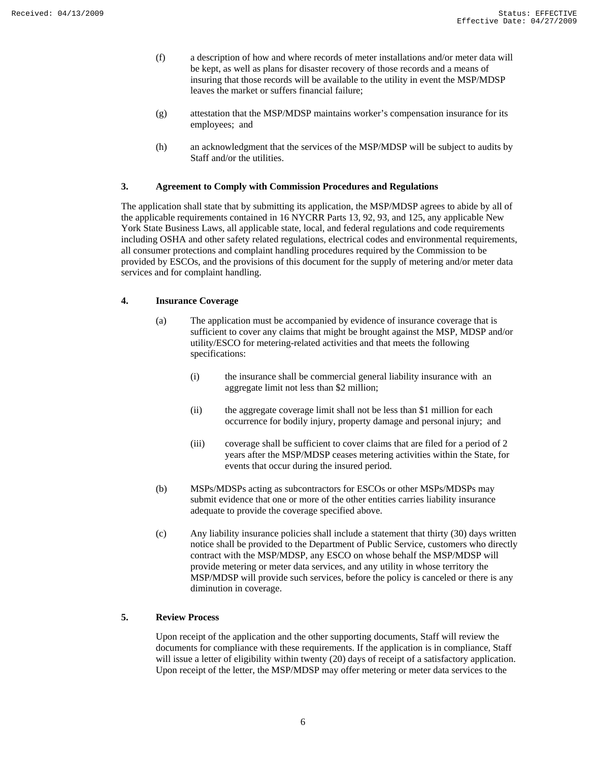(f) a description of how and where records of meter installations and/or meter data will be kept, as well as plans for disaster recovery of those records and a means of insuring that those records will be available to the utility in event the MSP/MDSP leaves the market or suffers financial failure;

(g) attestation that the MSP/MDSP maintains worker's compensation insurance for its employees; and

(h) an acknowledgment that the services of the MSP/MDSP will be subject to audits by Staff and/or the utilities.

### 3. Agreement to Comply with Commission Procedures and Regulations

The application shall state that by submitting its application, the MSP/MDSP agrees to abide by all of the applicable requirements contained in 16 NYCRR Parts 13, 92, 93, and 125, any applicable New York State Business Laws, all applicable state, local, and federal regulations and code requirements including OSHA and other safety related regulations, electrical codes and environmental requirements, all consumer protections and complaint handling procedures required by the Commission to be provided by ESCOs, and the provisions of this document for the supply of metering and/or meter data services and for complaint handling.

### 4. Insurance Coverage

(a) The application must be accompanied by evidence of insurance coverage that is sufficient to cover any claims that might be brought against the MSP, MDSP and/or utility/ESCO for metering-related activities and that meets the following specifications:

(i) the insurance shall be commercial general liability insurance with an aggregate limit not less than $2 million;

(ii) the aggregate coverage limit shall not be less than $1 million for each occurrence for bodily injury, property damage and personal injury; and

(iii) coverage shall be sufficient to cover claims that are filed for a period of 2 years after the MSP/MDSP ceases metering activities within the State, for events that occur during the insured period.

(b) MSPs/MDSPs acting as subcontractors for ESCOs or other MSPs/MDSPs may submit evidence that one or more of the other entities carries liability insurance adequate to provide the coverage specified above.

(c) Any liability insurance policies shall include a statement that thirty (30) days written notice shall be provided to the Department of Public Service, customers who directly contract with the MSP/MDSP, any ESCO on whose behalf the MSP/MDSP will provide metering or meter data services, and any utility in whose territory the MSP/MDSP will provide such services, before the policy is canceled or there is any diminution in coverage.

### 5. Review Process

Upon receipt of the application and the other supporting documents, Staff will review the documents for compliance with these requirements. If the application is in compliance, Staff will issue a letter of eligibility within twenty (20) days of receipt of a satisfactory application. Upon receipt of the letter, the MSP/MDSP may offer metering or meter data services to the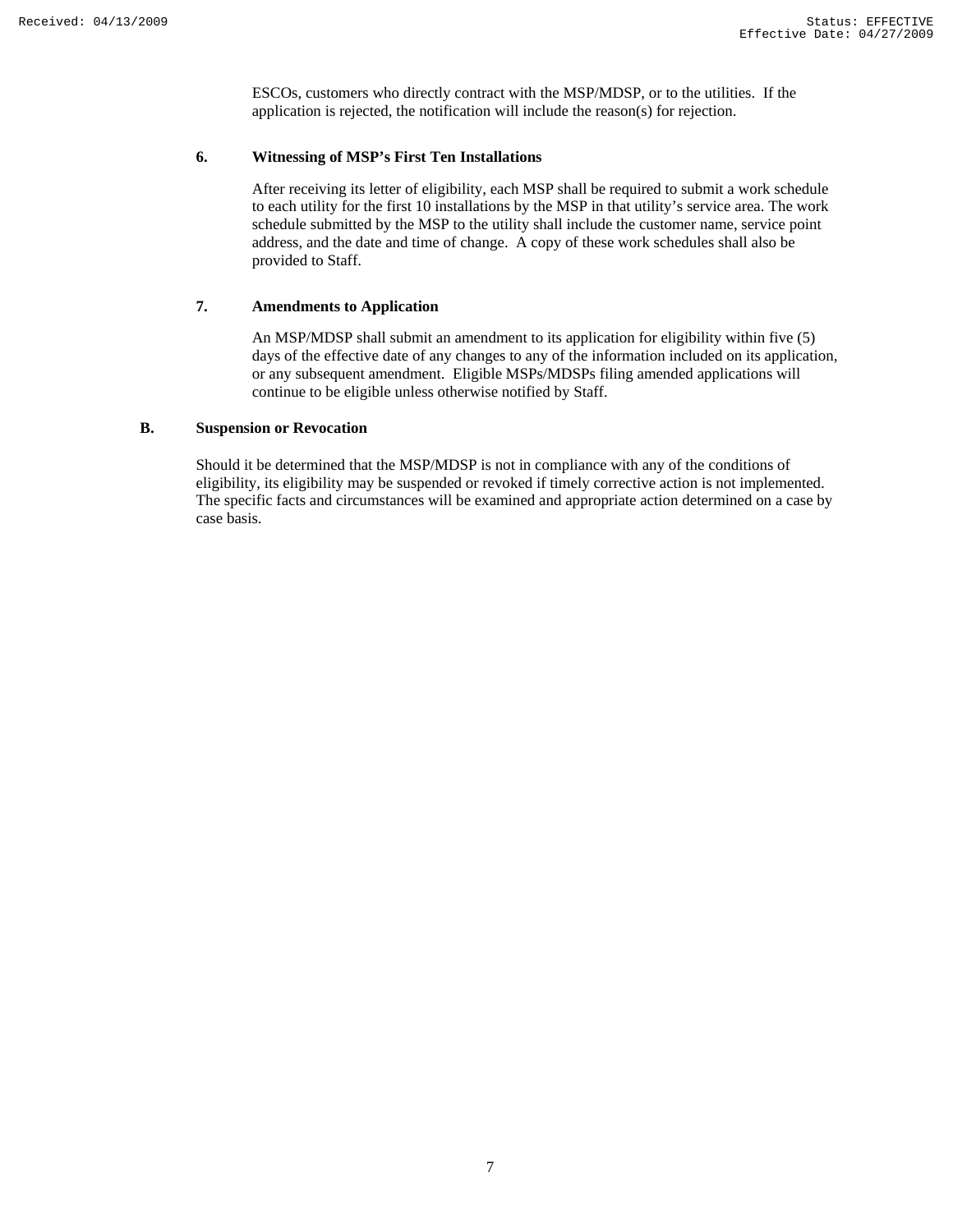ESCOs, customers who directly contract with the MSP/MDSP, or to the utilities. If the application is rejected, the notification will include the reason(s) for rejection.

### 6. Witnessing of MSP's First Ten Installations

After receiving its letter of eligibility, each MSP shall be required to submit a work schedule to each utility for the first 10 installations by the MSP in that utility's service area. The work schedule submitted by the MSP to the utility shall include the customer name, service point address, and the date and time of change. A copy of these work schedules shall also be provided to Staff.

### 7. Amendments to Application

An MSP/MDSP shall submit an amendment to its application for eligibility within five (5) days of the effective date of any changes to any of the information included on its application, or any subsequent amendment. Eligible MSPs/MDSPs filing amended applications will continue to be eligible unless otherwise notified by Staff.

## B. Suspension or Revocation

Should it be determined that the MSP/MDSP is not in compliance with any of the conditions of eligibility, its eligibility may be suspended or revoked if timely corrective action is not implemented. The specific facts and circumstances will be examined and appropriate action determined on a case by case basis.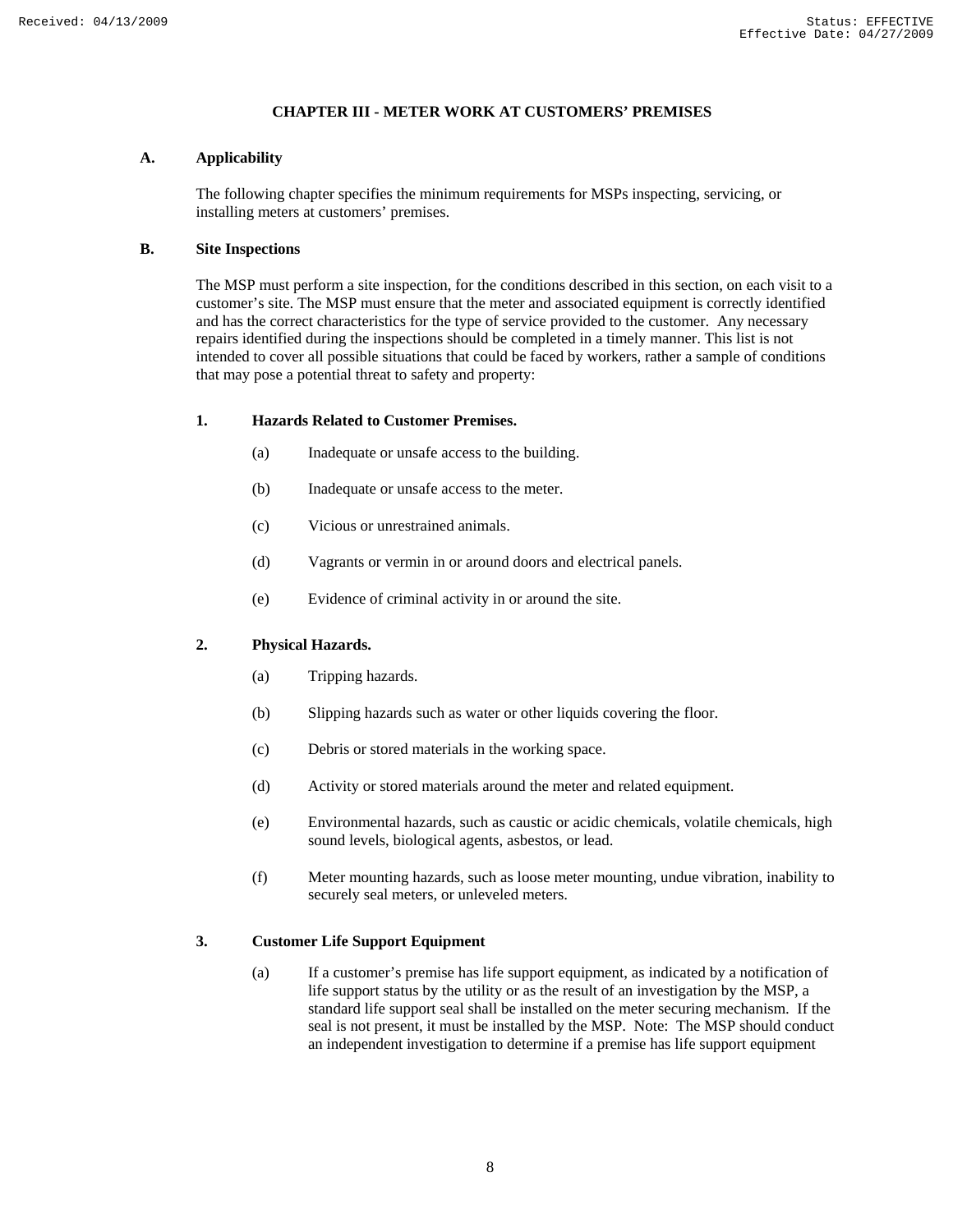## CHAPTER III - METER WORK AT CUSTOMERS' PREMISES

### A. Applicability

The following chapter specifies the minimum requirements for MSPs inspecting, servicing, or installing meters at customers' premises.

### B. Site Inspections

The MSP must perform a site inspection, for the conditions described in this section, on each visit to a customer's site. The MSP must ensure that the meter and associated equipment is correctly identified and has the correct characteristics for the type of service provided to the customer. Any necessary repairs identified during the inspections should be completed in a timely manner. This list is not intended to cover all possible situations that could be faced by workers, rather a sample of conditions that may pose a potential threat to safety and property:

#### 1. Hazards Related to Customer Premises.

(a) Inadequate or unsafe access to the building.

(b) Inadequate or unsafe access to the meter.

(c) Vicious or unrestrained animals.

(d) Vagrants or vermin in or around doors and electrical panels.

(e) Evidence of criminal activity in or around the site.

#### 2. Physical Hazards.

(a) Tripping hazards.

(b) Slipping hazards such as water or other liquids covering the floor.

(c) Debris or stored materials in the working space.

(d) Activity or stored materials around the meter and related equipment.

(e) Environmental hazards, such as caustic or acidic chemicals, volatile chemicals, high sound levels, biological agents, asbestos, or lead.

(f) Meter mounting hazards, such as loose meter mounting, undue vibration, inability to securely seal meters, or unleveled meters.

#### 3. Customer Life Support Equipment

(a) If a customer's premise has life support equipment, as indicated by a notification of life support status by the utility or as the result of an investigation by the MSP, a standard life support seal shall be installed on the meter securing mechanism. If the seal is not present, it must be installed by the MSP. Note: The MSP should conduct an independent investigation to determine if a premise has life support equipment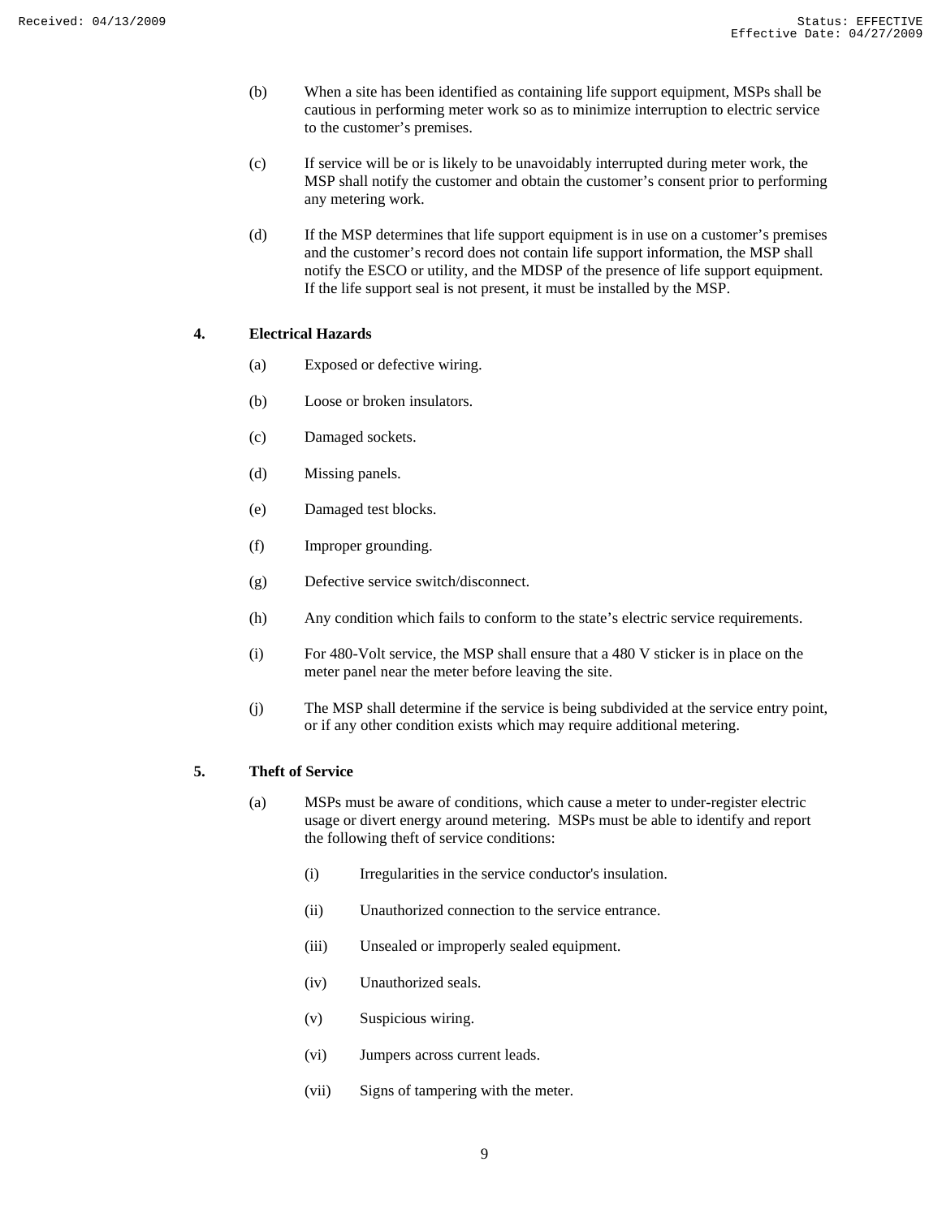(b) When a site has been identified as containing life support equipment, MSPs shall be cautious in performing meter work so as to minimize interruption to electric service to the customer's premises.

(c) If service will be or is likely to be unavoidably interrupted during meter work, the MSP shall notify the customer and obtain the customer's consent prior to performing any metering work.

(d) If the MSP determines that life support equipment is in use on a customer's premises and the customer's record does not contain life support information, the MSP shall notify the ESCO or utility, and the MDSP of the presence of life support equipment. If the life support seal is not present, it must be installed by the MSP.

**4. Electrical Hazards**

(a) Exposed or defective wiring.

(b) Loose or broken insulators.

(c) Damaged sockets.

(d) Missing panels.

(e) Damaged test blocks.

(f) Improper grounding.

(g) Defective service switch/disconnect.

(h) Any condition which fails to conform to the state's electric service requirements.

(i) For 480-Volt service, the MSP shall ensure that a 480 V sticker is in place on the meter panel near the meter before leaving the site.

(j) The MSP shall determine if the service is being subdivided at the service entry point, or if any other condition exists which may require additional metering.

**5. Theft of Service**

(a) MSPs must be aware of conditions, which cause a meter to under-register electric usage or divert energy around metering. MSPs must be able to identify and report the following theft of service conditions:

(i) Irregularities in the service conductor's insulation.

(ii) Unauthorized connection to the service entrance.

(iii) Unsealed or improperly sealed equipment.

(iv) Unauthorized seals.

(v) Suspicious wiring.

(vi) Jumpers across current leads.

(vii) Signs of tampering with the meter.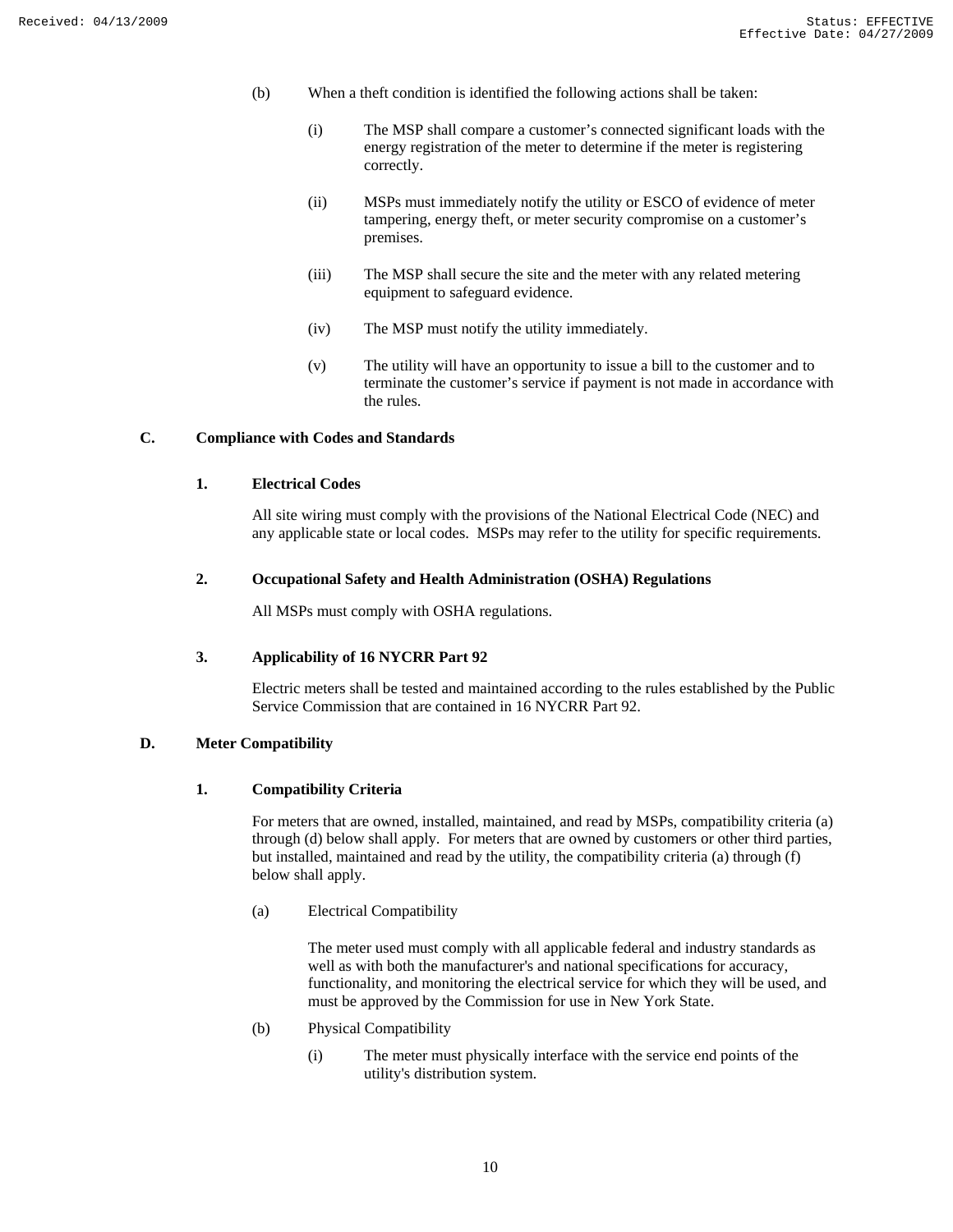(b) When a theft condition is identified the following actions shall be taken:

(i) The MSP shall compare a customer's connected significant loads with the energy registration of the meter to determine if the meter is registering correctly.

(ii) MSPs must immediately notify the utility or ESCO of evidence of meter tampering, energy theft, or meter security compromise on a customer's premises.

(iii) The MSP shall secure the site and the meter with any related metering equipment to safeguard evidence.

(iv) The MSP must notify the utility immediately.

(v) The utility will have an opportunity to issue a bill to the customer and to terminate the customer's service if payment is not made in accordance with the rules.

## C. Compliance with Codes and Standards

### 1. Electrical Codes

All site wiring must comply with the provisions of the National Electrical Code (NEC) and any applicable state or local codes. MSPs may refer to the utility for specific requirements.

### 2. Occupational Safety and Health Administration (OSHA) Regulations

All MSPs must comply with OSHA regulations.

### 3. Applicability of 16 NYCRR Part 92

Electric meters shall be tested and maintained according to the rules established by the Public Service Commission that are contained in 16 NYCRR Part 92.

## D. Meter Compatibility

### 1. Compatibility Criteria

For meters that are owned, installed, maintained, and read by MSPs, compatibility criteria (a) through (d) below shall apply. For meters that are owned by customers or other third parties, but installed, maintained and read by the utility, the compatibility criteria (a) through (f) below shall apply.

(a) Electrical Compatibility

The meter used must comply with all applicable federal and industry standards as well as with both the manufacturer's and national specifications for accuracy, functionality, and monitoring the electrical service for which they will be used, and must be approved by the Commission for use in New York State.

(b) Physical Compatibility

(i) The meter must physically interface with the service end points of the utility's distribution system.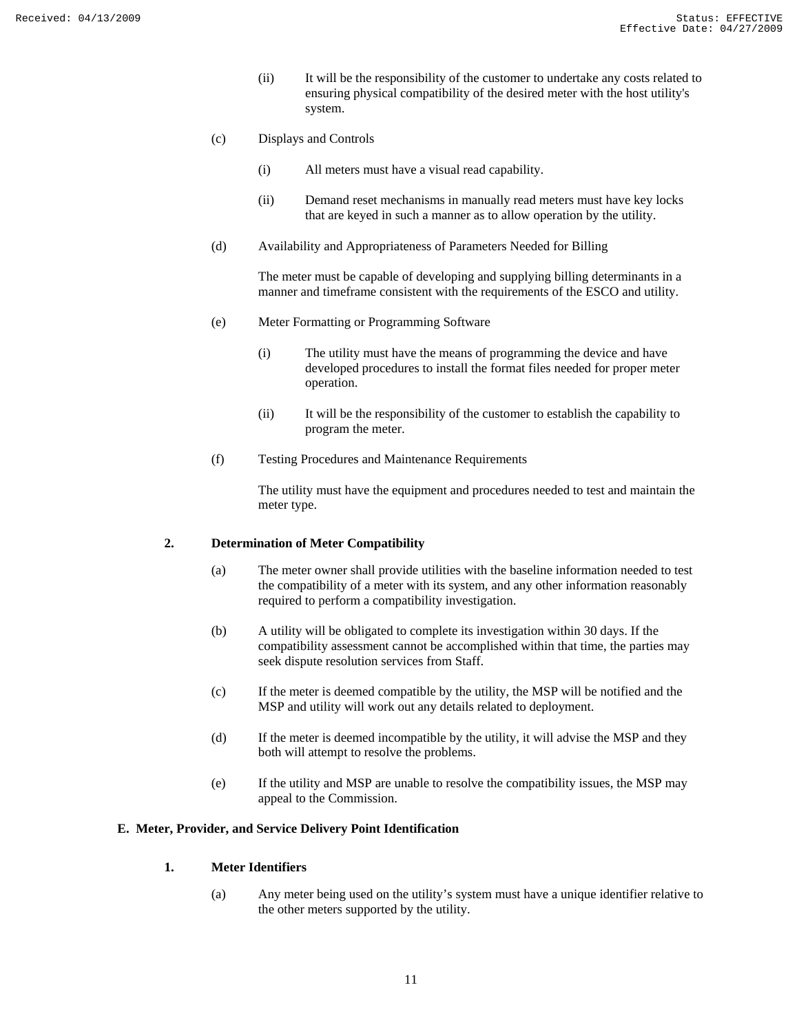(ii) It will be the responsibility of the customer to undertake any costs related to ensuring physical compatibility of the desired meter with the host utility's system.

(c) Displays and Controls

(i) All meters must have a visual read capability.

(ii) Demand reset mechanisms in manually read meters must have key locks that are keyed in such a manner as to allow operation by the utility.

(d) Availability and Appropriateness of Parameters Needed for Billing

The meter must be capable of developing and supplying billing determinants in a manner and timeframe consistent with the requirements of the ESCO and utility.

(e) Meter Formatting or Programming Software

(i) The utility must have the means of programming the device and have developed procedures to install the format files needed for proper meter operation.

(ii) It will be the responsibility of the customer to establish the capability to program the meter.

(f) Testing Procedures and Maintenance Requirements

The utility must have the equipment and procedures needed to test and maintain the meter type.

**2. Determination of Meter Compatibility**

(a) The meter owner shall provide utilities with the baseline information needed to test the compatibility of a meter with its system, and any other information reasonably required to perform a compatibility investigation.

(b) A utility will be obligated to complete its investigation within 30 days. If the compatibility assessment cannot be accomplished within that time, the parties may seek dispute resolution services from Staff.

(c) If the meter is deemed compatible by the utility, the MSP will be notified and the MSP and utility will work out any details related to deployment.

(d) If the meter is deemed incompatible by the utility, it will advise the MSP and they both will attempt to resolve the problems.

(e) If the utility and MSP are unable to resolve the compatibility issues, the MSP may appeal to the Commission.

**E. Meter, Provider, and Service Delivery Point Identification**

**1. Meter Identifiers**

(a) Any meter being used on the utility's system must have a unique identifier relative to the other meters supported by the utility.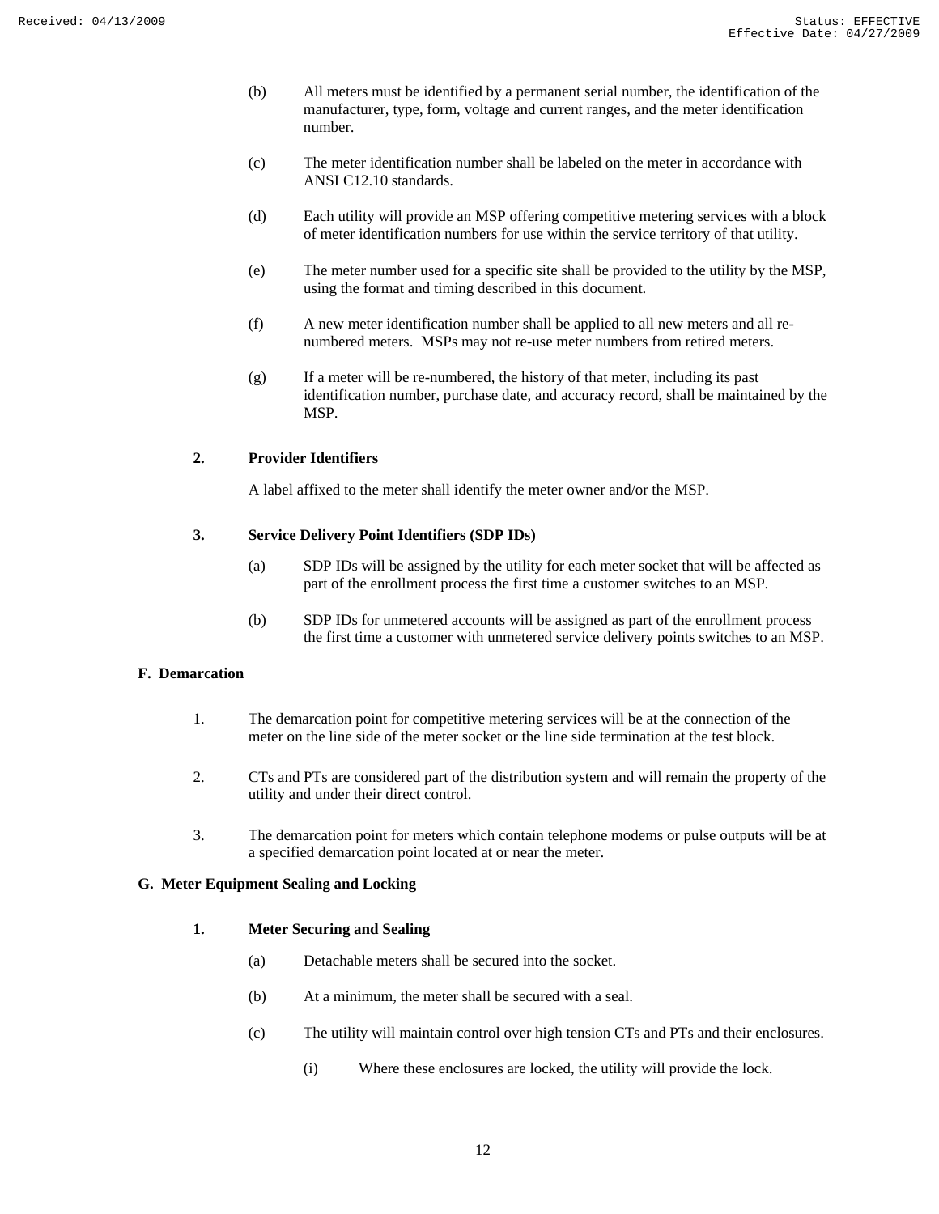(b) All meters must be identified by a permanent serial number, the identification of the manufacturer, type, form, voltage and current ranges, and the meter identification number.

(c) The meter identification number shall be labeled on the meter in accordance with ANSI C12.10 standards.

(d) Each utility will provide an MSP offering competitive metering services with a block of meter identification numbers for use within the service territory of that utility.

(e) The meter number used for a specific site shall be provided to the utility by the MSP, using the format and timing described in this document.

(f) A new meter identification number shall be applied to all new meters and all re-numbered meters. MSPs may not re-use meter numbers from retired meters.

(g) If a meter will be re-numbered, the history of that meter, including its past identification number, purchase date, and accuracy record, shall be maintained by the MSP.

**2. Provider Identifiers**

A label affixed to the meter shall identify the meter owner and/or the MSP.

**3. Service Delivery Point Identifiers (SDP IDs)**

(a) SDP IDs will be assigned by the utility for each meter socket that will be affected as part of the enrollment process the first time a customer switches to an MSP.

(b) SDP IDs for unmetered accounts will be assigned as part of the enrollment process the first time a customer with unmetered service delivery points switches to an MSP.

**F. Demarcation**

1. The demarcation point for competitive metering services will be at the connection of the meter on the line side of the meter socket or the line side termination at the test block.

2. CTs and PTs are considered part of the distribution system and will remain the property of the utility and under their direct control.

3. The demarcation point for meters which contain telephone modems or pulse outputs will be at a specified demarcation point located at or near the meter.

**G. Meter Equipment Sealing and Locking**

**1. Meter Securing and Sealing**

(a) Detachable meters shall be secured into the socket.

(b) At a minimum, the meter shall be secured with a seal.

(c) The utility will maintain control over high tension CTs and PTs and their enclosures.

(i) Where these enclosures are locked, the utility will provide the lock.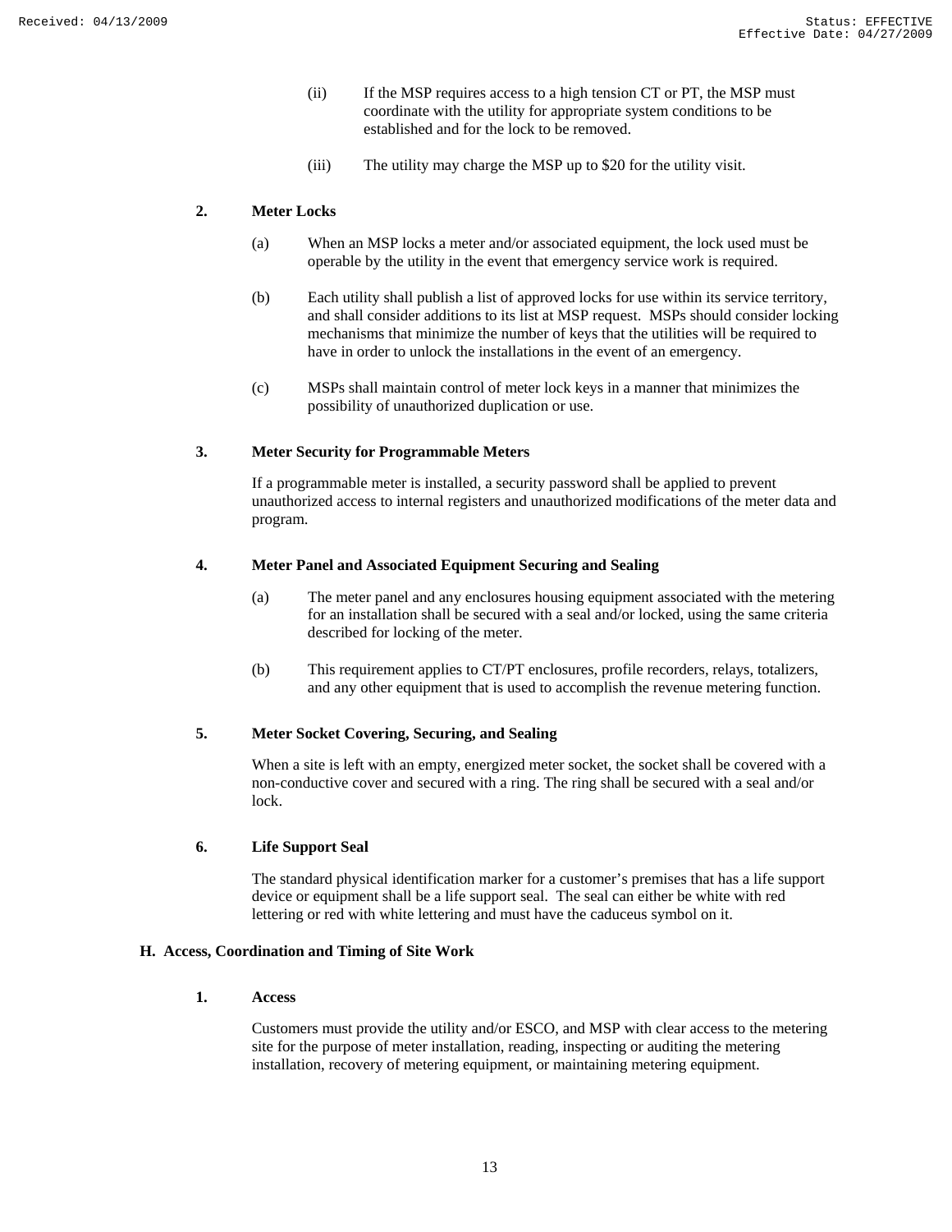(ii) If the MSP requires access to a high tension CT or PT, the MSP must coordinate with the utility for appropriate system conditions to be established and for the lock to be removed.

(iii) The utility may charge the MSP up to $20 for the utility visit.

**2. Meter Locks**

(a) When an MSP locks a meter and/or associated equipment, the lock used must be operable by the utility in the event that emergency service work is required.

(b) Each utility shall publish a list of approved locks for use within its service territory, and shall consider additions to its list at MSP request. MSPs should consider locking mechanisms that minimize the number of keys that the utilities will be required to have in order to unlock the installations in the event of an emergency.

(c) MSPs shall maintain control of meter lock keys in a manner that minimizes the possibility of unauthorized duplication or use.

**3. Meter Security for Programmable Meters**

If a programmable meter is installed, a security password shall be applied to prevent unauthorized access to internal registers and unauthorized modifications of the meter data and program.

**4. Meter Panel and Associated Equipment Securing and Sealing**

(a) The meter panel and any enclosures housing equipment associated with the metering for an installation shall be secured with a seal and/or locked, using the same criteria described for locking of the meter.

(b) This requirement applies to CT/PT enclosures, profile recorders, relays, totalizers, and any other equipment that is used to accomplish the revenue metering function.

**5. Meter Socket Covering, Securing, and Sealing**

When a site is left with an empty, energized meter socket, the socket shall be covered with a non-conductive cover and secured with a ring. The ring shall be secured with a seal and/or lock.

**6. Life Support Seal**

The standard physical identification marker for a customer's premises that has a life support device or equipment shall be a life support seal. The seal can either be white with red lettering or red with white lettering and must have the caduceus symbol on it.

## H. Access, Coordination and Timing of Site Work

**1. Access**

Customers must provide the utility and/or ESCO, and MSP with clear access to the metering site for the purpose of meter installation, reading, inspecting or auditing the metering installation, recovery of metering equipment, or maintaining metering equipment.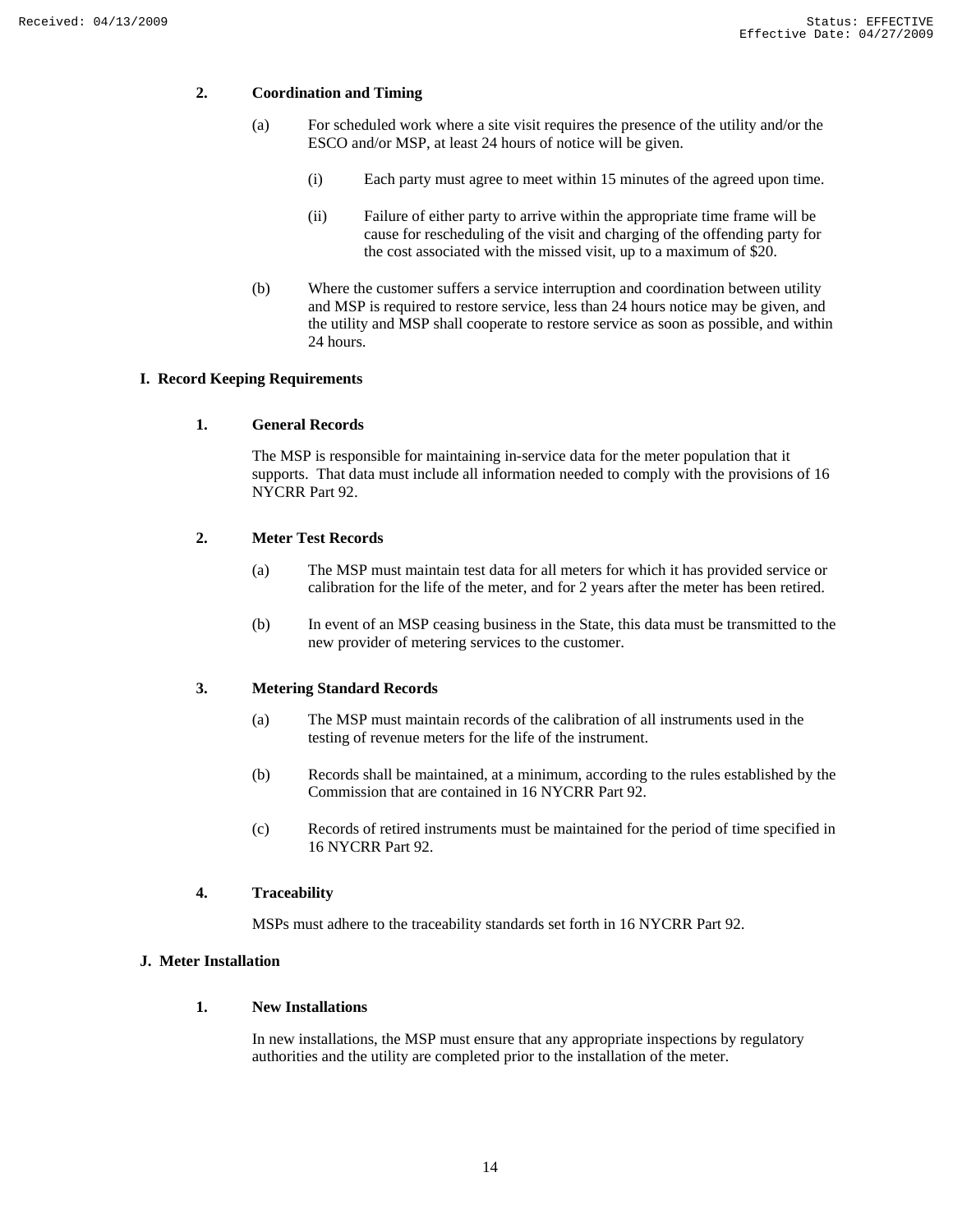**2. Coordination and Timing**

(a) For scheduled work where a site visit requires the presence of the utility and/or the ESCO and/or MSP, at least 24 hours of notice will be given.

(i) Each party must agree to meet within 15 minutes of the agreed upon time.

(ii) Failure of either party to arrive within the appropriate time frame will be cause for rescheduling of the visit and charging of the offending party for the cost associated with the missed visit, up to a maximum of $20.

(b) Where the customer suffers a service interruption and coordination between utility and MSP is required to restore service, less than 24 hours notice may be given, and the utility and MSP shall cooperate to restore service as soon as possible, and within 24 hours.

## I. Record Keeping Requirements

**1. General Records**

The MSP is responsible for maintaining in-service data for the meter population that it supports. That data must include all information needed to comply with the provisions of 16 NYCRR Part 92.

**2. Meter Test Records**

(a) The MSP must maintain test data for all meters for which it has provided service or calibration for the life of the meter, and for 2 years after the meter has been retired.

(b) In event of an MSP ceasing business in the State, this data must be transmitted to the new provider of metering services to the customer.

**3. Metering Standard Records**

(a) The MSP must maintain records of the calibration of all instruments used in the testing of revenue meters for the life of the instrument.

(b) Records shall be maintained, at a minimum, according to the rules established by the Commission that are contained in 16 NYCRR Part 92.

(c) Records of retired instruments must be maintained for the period of time specified in 16 NYCRR Part 92.

**4. Traceability**

MSPs must adhere to the traceability standards set forth in 16 NYCRR Part 92.

## J. Meter Installation

**1. New Installations**

In new installations, the MSP must ensure that any appropriate inspections by regulatory authorities and the utility are completed prior to the installation of the meter.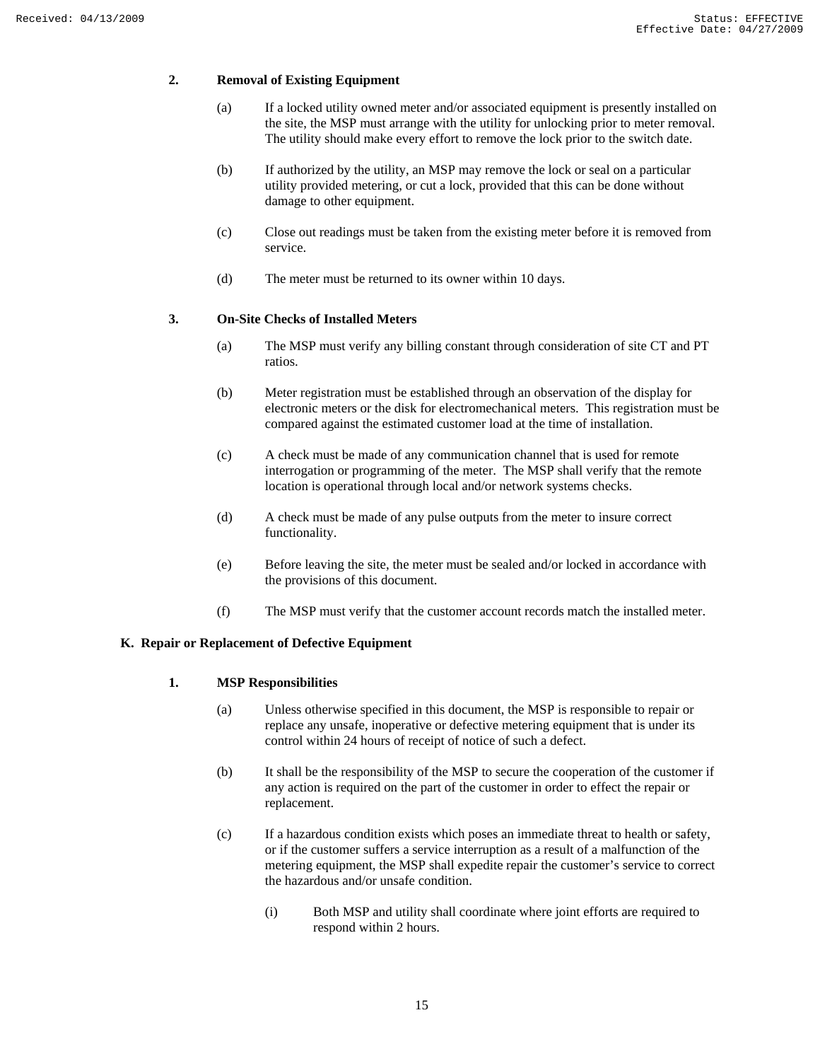**2. Removal of Existing Equipment**

(a) If a locked utility owned meter and/or associated equipment is presently installed on the site, the MSP must arrange with the utility for unlocking prior to meter removal. The utility should make every effort to remove the lock prior to the switch date.

(b) If authorized by the utility, an MSP may remove the lock or seal on a particular utility provided metering, or cut a lock, provided that this can be done without damage to other equipment.

(c) Close out readings must be taken from the existing meter before it is removed from service.

(d) The meter must be returned to its owner within 10 days.

**3. On-Site Checks of Installed Meters**

(a) The MSP must verify any billing constant through consideration of site CT and PT ratios.

(b) Meter registration must be established through an observation of the display for electronic meters or the disk for electromechanical meters. This registration must be compared against the estimated customer load at the time of installation.

(c) A check must be made of any communication channel that is used for remote interrogation or programming of the meter. The MSP shall verify that the remote location is operational through local and/or network systems checks.

(d) A check must be made of any pulse outputs from the meter to insure correct functionality.

(e) Before leaving the site, the meter must be sealed and/or locked in accordance with the provisions of this document.

(f) The MSP must verify that the customer account records match the installed meter.

**K. Repair or Replacement of Defective Equipment**

**1. MSP Responsibilities**

(a) Unless otherwise specified in this document, the MSP is responsible to repair or replace any unsafe, inoperative or defective metering equipment that is under its control within 24 hours of receipt of notice of such a defect.

(b) It shall be the responsibility of the MSP to secure the cooperation of the customer if any action is required on the part of the customer in order to effect the repair or replacement.

(c) If a hazardous condition exists which poses an immediate threat to health or safety, or if the customer suffers a service interruption as a result of a malfunction of the metering equipment, the MSP shall expedite repair the customer's service to correct the hazardous and/or unsafe condition.

(i) Both MSP and utility shall coordinate where joint efforts are required to respond within 2 hours.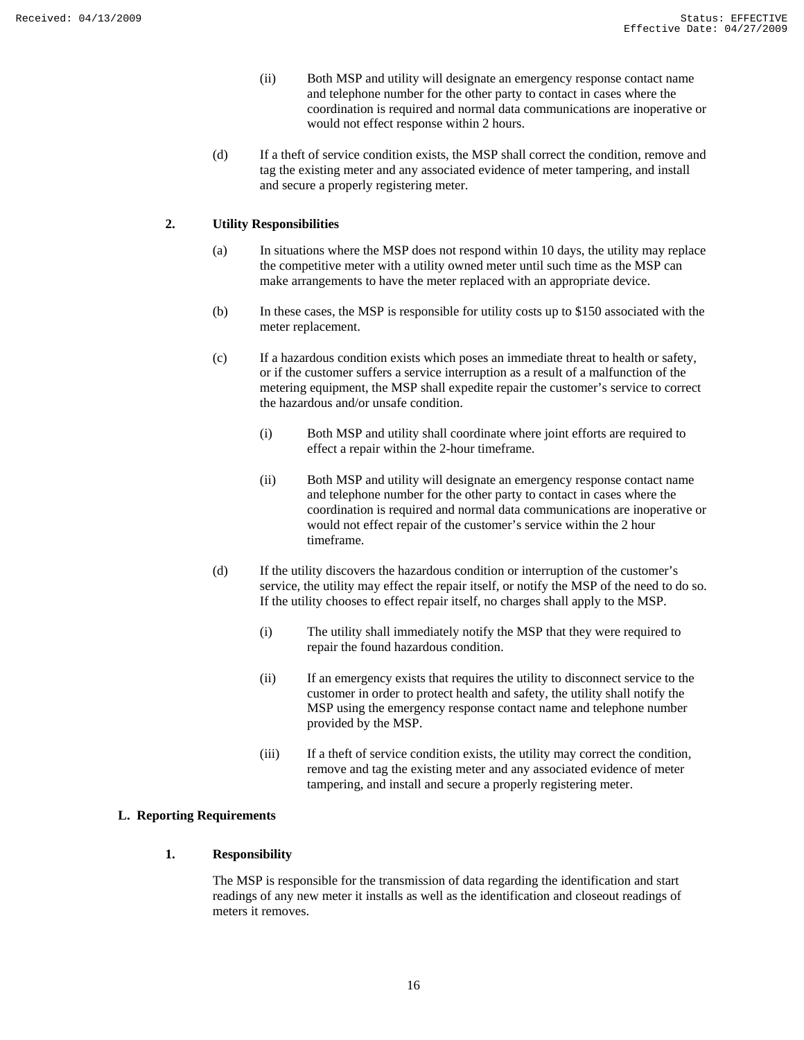(ii) Both MSP and utility will designate an emergency response contact name and telephone number for the other party to contact in cases where the coordination is required and normal data communications are inoperative or would not effect response within 2 hours.

(d) If a theft of service condition exists, the MSP shall correct the condition, remove and tag the existing meter and any associated evidence of meter tampering, and install and secure a properly registering meter.

**2. Utility Responsibilities**

(a) In situations where the MSP does not respond within 10 days, the utility may replace the competitive meter with a utility owned meter until such time as the MSP can make arrangements to have the meter replaced with an appropriate device.

(b) In these cases, the MSP is responsible for utility costs up to $150 associated with the meter replacement.

(c) If a hazardous condition exists which poses an immediate threat to health or safety, or if the customer suffers a service interruption as a result of a malfunction of the metering equipment, the MSP shall expedite repair the customer's service to correct the hazardous and/or unsafe condition.

(i) Both MSP and utility shall coordinate where joint efforts are required to effect a repair within the 2-hour timeframe.

(ii) Both MSP and utility will designate an emergency response contact name and telephone number for the other party to contact in cases where the coordination is required and normal data communications are inoperative or would not effect repair of the customer's service within the 2 hour timeframe.

(d) If the utility discovers the hazardous condition or interruption of the customer's service, the utility may effect the repair itself, or notify the MSP of the need to do so. If the utility chooses to effect repair itself, no charges shall apply to the MSP.

(i) The utility shall immediately notify the MSP that they were required to repair the found hazardous condition.

(ii) If an emergency exists that requires the utility to disconnect service to the customer in order to protect health and safety, the utility shall notify the MSP using the emergency response contact name and telephone number provided by the MSP.

(iii) If a theft of service condition exists, the utility may correct the condition, remove and tag the existing meter and any associated evidence of meter tampering, and install and secure a properly registering meter.

**L. Reporting Requirements**

**1. Responsibility**

The MSP is responsible for the transmission of data regarding the identification and start readings of any new meter it installs as well as the identification and closeout readings of meters it removes.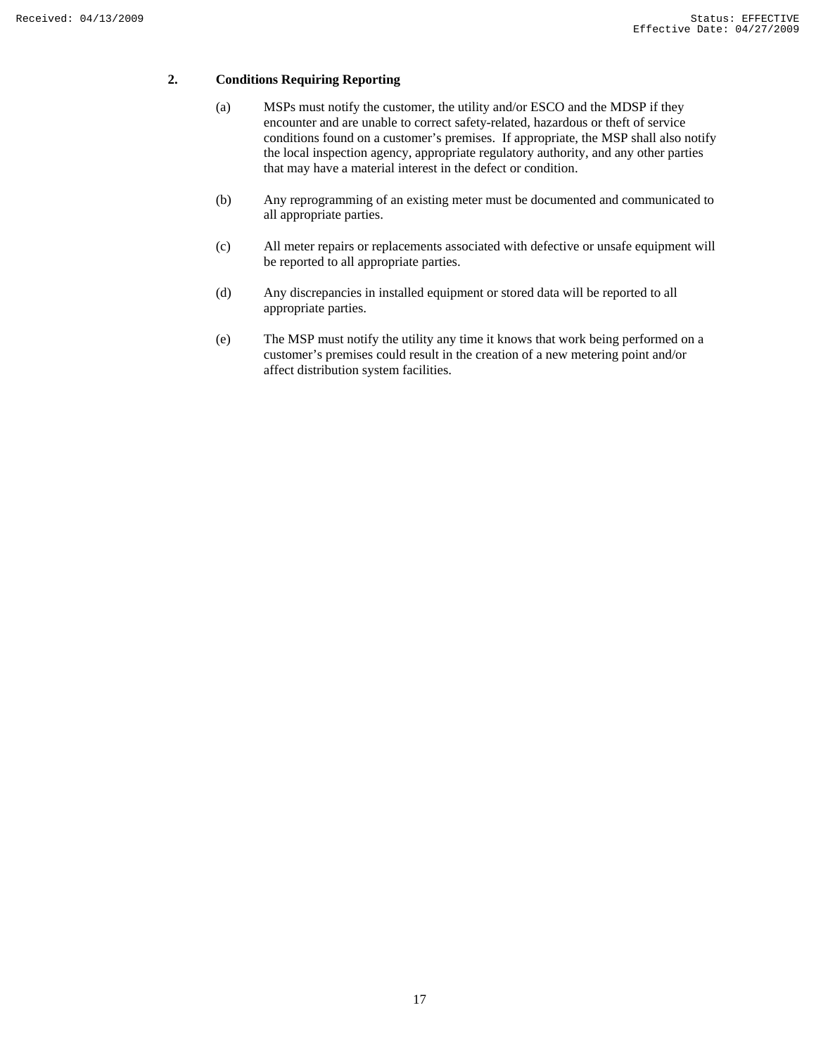## 2. Conditions Requiring Reporting

(a) MSPs must notify the customer, the utility and/or ESCO and the MDSP if they encounter and are unable to correct safety-related, hazardous or theft of service conditions found on a customer's premises. If appropriate, the MSP shall also notify the local inspection agency, appropriate regulatory authority, and any other parties that may have a material interest in the defect or condition.

(b) Any reprogramming of an existing meter must be documented and communicated to all appropriate parties.

(c) All meter repairs or replacements associated with defective or unsafe equipment will be reported to all appropriate parties.

(d) Any discrepancies in installed equipment or stored data will be reported to all appropriate parties.

(e) The MSP must notify the utility any time it knows that work being performed on a customer's premises could result in the creation of a new metering point and/or affect distribution system facilities.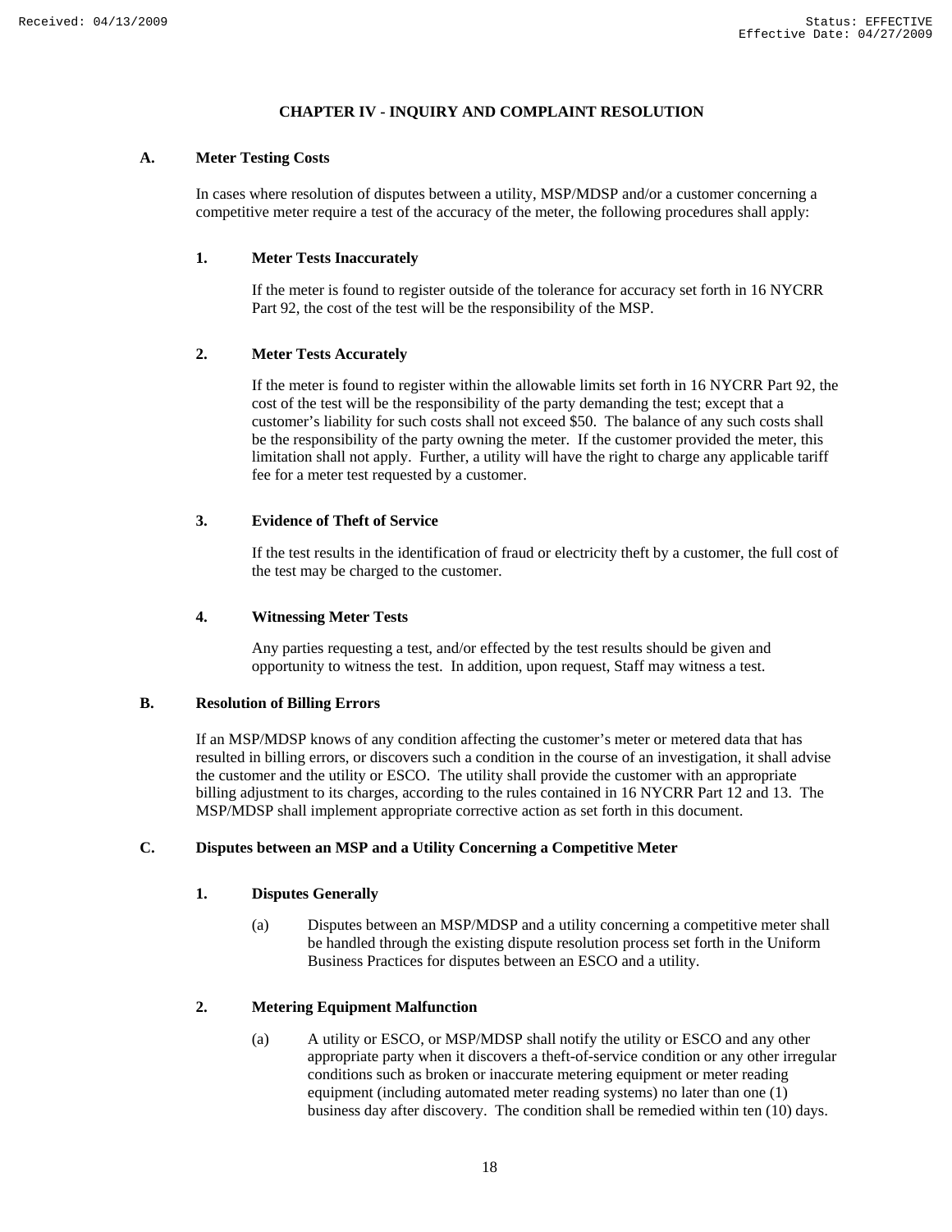## CHAPTER IV - INQUIRY AND COMPLAINT RESOLUTION

### A. Meter Testing Costs

In cases where resolution of disputes between a utility, MSP/MDSP and/or a customer concerning a competitive meter require a test of the accuracy of the meter, the following procedures shall apply:

#### 1. Meter Tests Inaccurately

If the meter is found to register outside of the tolerance for accuracy set forth in 16 NYCRR Part 92, the cost of the test will be the responsibility of the MSP.

#### 2. Meter Tests Accurately

If the meter is found to register within the allowable limits set forth in 16 NYCRR Part 92, the cost of the test will be the responsibility of the party demanding the test; except that a customer's liability for such costs shall not exceed $50. The balance of any such costs shall be the responsibility of the party owning the meter. If the customer provided the meter, this limitation shall not apply. Further, a utility will have the right to charge any applicable tariff fee for a meter test requested by a customer.

#### 3. Evidence of Theft of Service

If the test results in the identification of fraud or electricity theft by a customer, the full cost of the test may be charged to the customer.

#### 4. Witnessing Meter Tests

Any parties requesting a test, and/or effected by the test results should be given and opportunity to witness the test. In addition, upon request, Staff may witness a test.

### B. Resolution of Billing Errors

If an MSP/MDSP knows of any condition affecting the customer's meter or metered data that has resulted in billing errors, or discovers such a condition in the course of an investigation, it shall advise the customer and the utility or ESCO. The utility shall provide the customer with an appropriate billing adjustment to its charges, according to the rules contained in 16 NYCRR Part 12 and 13. The MSP/MDSP shall implement appropriate corrective action as set forth in this document.

### C. Disputes between an MSP and a Utility Concerning a Competitive Meter

#### 1. Disputes Generally

(a) Disputes between an MSP/MDSP and a utility concerning a competitive meter shall be handled through the existing dispute resolution process set forth in the Uniform Business Practices for disputes between an ESCO and a utility.

#### 2. Metering Equipment Malfunction

(a) A utility or ESCO, or MSP/MDSP shall notify the utility or ESCO and any other appropriate party when it discovers a theft-of-service condition or any other irregular conditions such as broken or inaccurate metering equipment or meter reading equipment (including automated meter reading systems) no later than one (1) business day after discovery. The condition shall be remedied within ten (10) days.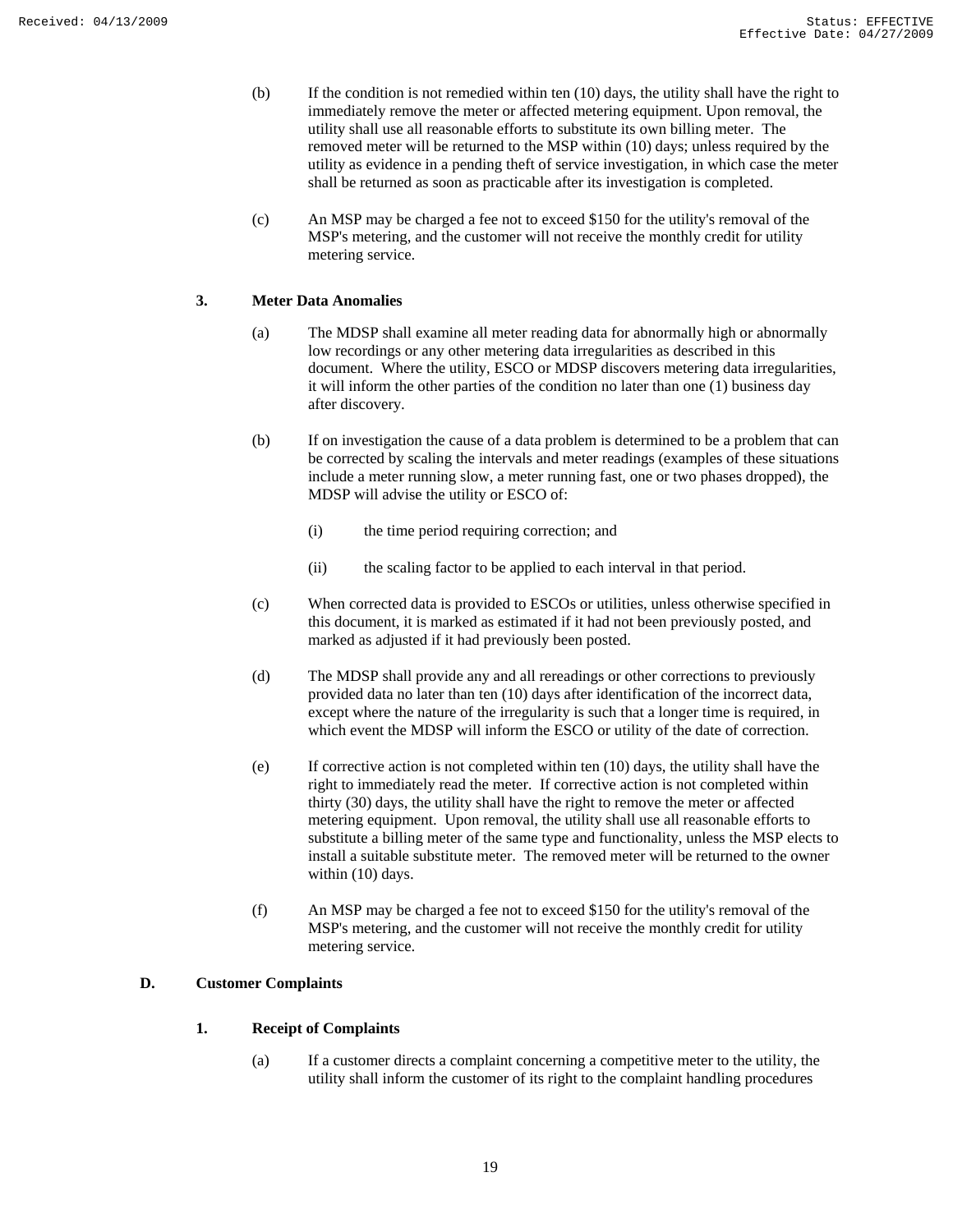(b) If the condition is not remedied within ten (10) days, the utility shall have the right to immediately remove the meter or affected metering equipment. Upon removal, the utility shall use all reasonable efforts to substitute its own billing meter. The removed meter will be returned to the MSP within (10) days; unless required by the utility as evidence in a pending theft of service investigation, in which case the meter shall be returned as soon as practicable after its investigation is completed.

(c) An MSP may be charged a fee not to exceed $150 for the utility's removal of the MSP's metering, and the customer will not receive the monthly credit for utility metering service.

### 3. Meter Data Anomalies

(a) The MDSP shall examine all meter reading data for abnormally high or abnormally low recordings or any other metering data irregularities as described in this document. Where the utility, ESCO or MDSP discovers metering data irregularities, it will inform the other parties of the condition no later than one (1) business day after discovery.

(b) If on investigation the cause of a data problem is determined to be a problem that can be corrected by scaling the intervals and meter readings (examples of these situations include a meter running slow, a meter running fast, one or two phases dropped), the MDSP will advise the utility or ESCO of:

(i) the time period requiring correction; and

(ii) the scaling factor to be applied to each interval in that period.

(c) When corrected data is provided to ESCOs or utilities, unless otherwise specified in this document, it is marked as estimated if it had not been previously posted, and marked as adjusted if it had previously been posted.

(d) The MDSP shall provide any and all rereadings or other corrections to previously provided data no later than ten (10) days after identification of the incorrect data, except where the nature of the irregularity is such that a longer time is required, in which event the MDSP will inform the ESCO or utility of the date of correction.

(e) If corrective action is not completed within ten (10) days, the utility shall have the right to immediately read the meter. If corrective action is not completed within thirty (30) days, the utility shall have the right to remove the meter or affected metering equipment. Upon removal, the utility shall use all reasonable efforts to substitute a billing meter of the same type and functionality, unless the MSP elects to install a suitable substitute meter. The removed meter will be returned to the owner within (10) days.

(f) An MSP may be charged a fee not to exceed $150 for the utility's removal of the MSP's metering, and the customer will not receive the monthly credit for utility metering service.

## D. Customer Complaints

### 1. Receipt of Complaints

(a) If a customer directs a complaint concerning a competitive meter to the utility, the utility shall inform the customer of its right to the complaint handling procedures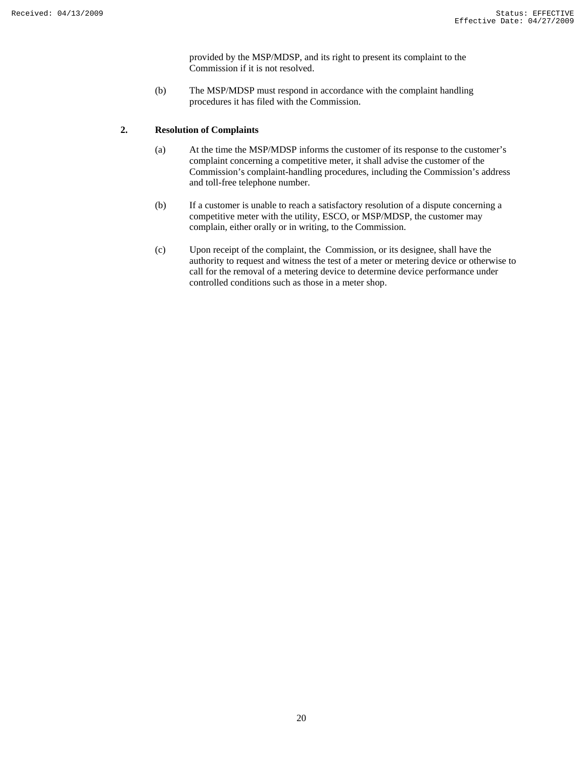provided by the MSP/MDSP, and its right to present its complaint to the Commission if it is not resolved.

(b) The MSP/MDSP must respond in accordance with the complaint handling procedures it has filed with the Commission.

**2. Resolution of Complaints**

(a) At the time the MSP/MDSP informs the customer of its response to the customer's complaint concerning a competitive meter, it shall advise the customer of the Commission's complaint-handling procedures, including the Commission's address and toll-free telephone number.

(b) If a customer is unable to reach a satisfactory resolution of a dispute concerning a competitive meter with the utility, ESCO, or MSP/MDSP, the customer may complain, either orally or in writing, to the Commission.

(c) Upon receipt of the complaint, the Commission, or its designee, shall have the authority to request and witness the test of a meter or metering device or otherwise to call for the removal of a metering device to determine device performance under controlled conditions such as those in a meter shop.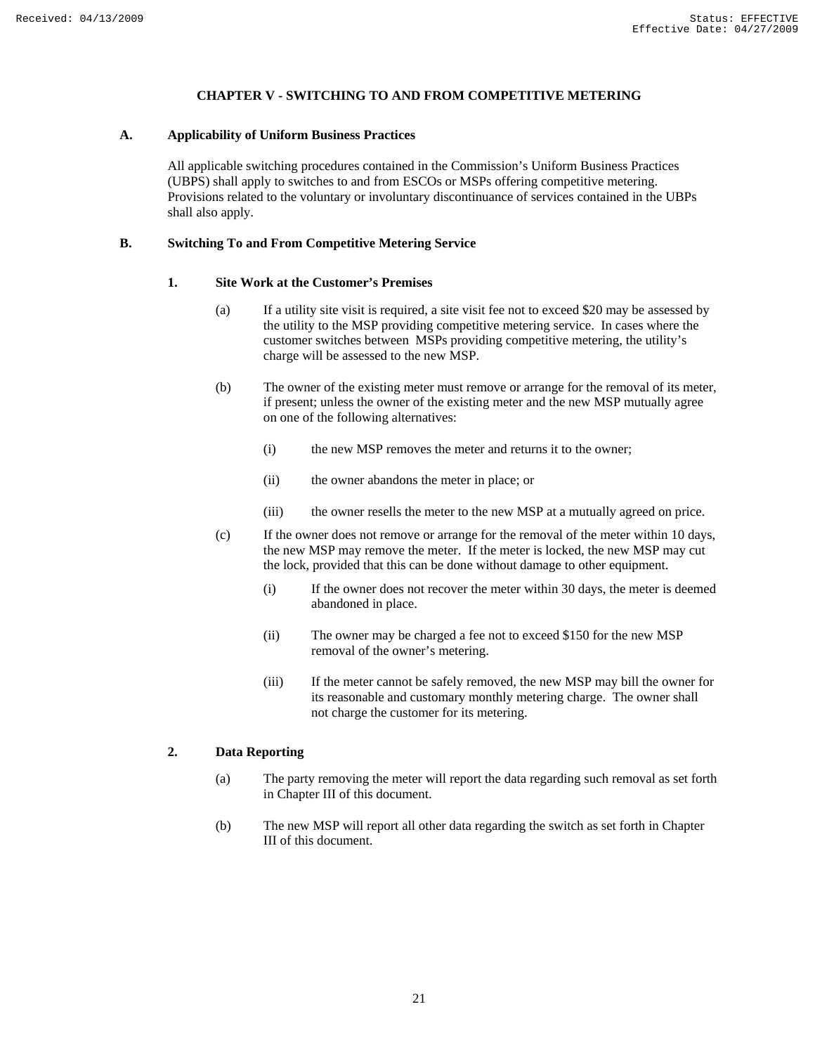# CHAPTER V - SWITCHING TO AND FROM COMPETITIVE METERING

## A. Applicability of Uniform Business Practices

All applicable switching procedures contained in the Commission's Uniform Business Practices (UBPS) shall apply to switches to and from ESCOs or MSPs offering competitive metering. Provisions related to the voluntary or involuntary discontinuance of services contained in the UBPs shall also apply.

## B. Switching To and From Competitive Metering Service

### 1. Site Work at the Customer's Premises

(a) If a utility site visit is required, a site visit fee not to exceed $20 may be assessed by the utility to the MSP providing competitive metering service. In cases where the customer switches between MSPs providing competitive metering, the utility's charge will be assessed to the new MSP.

(b) The owner of the existing meter must remove or arrange for the removal of its meter, if present; unless the owner of the existing meter and the new MSP mutually agree on one of the following alternatives:

(i) the new MSP removes the meter and returns it to the owner;

(ii) the owner abandons the meter in place; or

(iii) the owner resells the meter to the new MSP at a mutually agreed on price.

(c) If the owner does not remove or arrange for the removal of the meter within 10 days, the new MSP may remove the meter. If the meter is locked, the new MSP may cut the lock, provided that this can be done without damage to other equipment.

(i) If the owner does not recover the meter within 30 days, the meter is deemed abandoned in place.

(ii) The owner may be charged a fee not to exceed $150 for the new MSP removal of the owner's metering.

(iii) If the meter cannot be safely removed, the new MSP may bill the owner for its reasonable and customary monthly metering charge. The owner shall not charge the customer for its metering.

### 2. Data Reporting

(a) The party removing the meter will report the data regarding such removal as set forth in Chapter III of this document.

(b) The new MSP will report all other data regarding the switch as set forth in Chapter III of this document.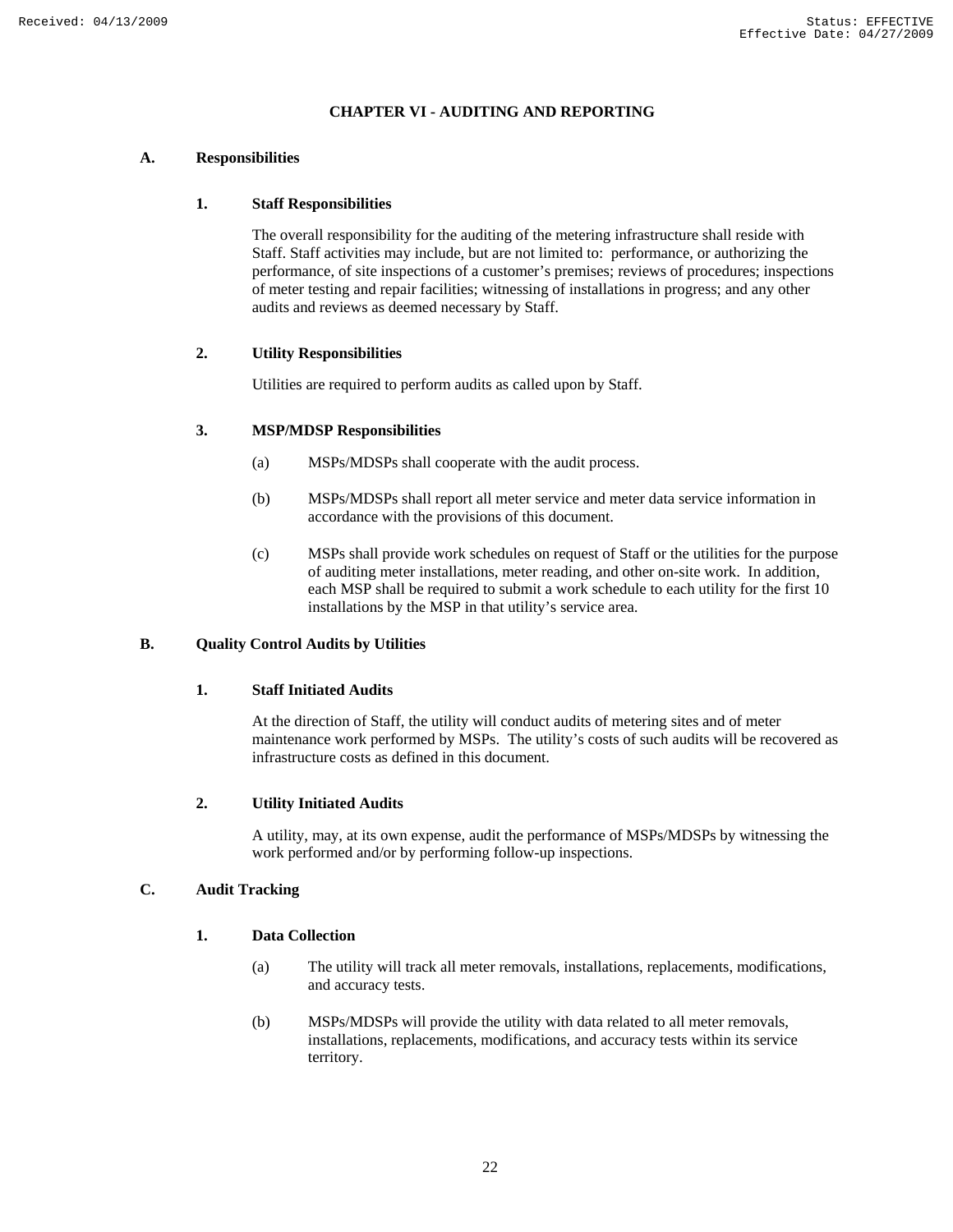# CHAPTER VI - AUDITING AND REPORTING

## A. Responsibilities

### 1. Staff Responsibilities

The overall responsibility for the auditing of the metering infrastructure shall reside with Staff. Staff activities may include, but are not limited to: performance, or authorizing the performance, of site inspections of a customer's premises; reviews of procedures; inspections of meter testing and repair facilities; witnessing of installations in progress; and any other audits and reviews as deemed necessary by Staff.

### 2. Utility Responsibilities

Utilities are required to perform audits as called upon by Staff.

### 3. MSP/MDSP Responsibilities

(a) MSPs/MDSPs shall cooperate with the audit process.

(b) MSPs/MDSPs shall report all meter service and meter data service information in accordance with the provisions of this document.

(c) MSPs shall provide work schedules on request of Staff or the utilities for the purpose of auditing meter installations, meter reading, and other on-site work. In addition, each MSP shall be required to submit a work schedule to each utility for the first 10 installations by the MSP in that utility's service area.

## B. Quality Control Audits by Utilities

### 1. Staff Initiated Audits

At the direction of Staff, the utility will conduct audits of metering sites and of meter maintenance work performed by MSPs. The utility's costs of such audits will be recovered as infrastructure costs as defined in this document.

### 2. Utility Initiated Audits

A utility, may, at its own expense, audit the performance of MSPs/MDSPs by witnessing the work performed and/or by performing follow-up inspections.

## C. Audit Tracking

### 1. Data Collection

(a) The utility will track all meter removals, installations, replacements, modifications, and accuracy tests.

(b) MSPs/MDSPs will provide the utility with data related to all meter removals, installations, replacements, modifications, and accuracy tests within its service territory.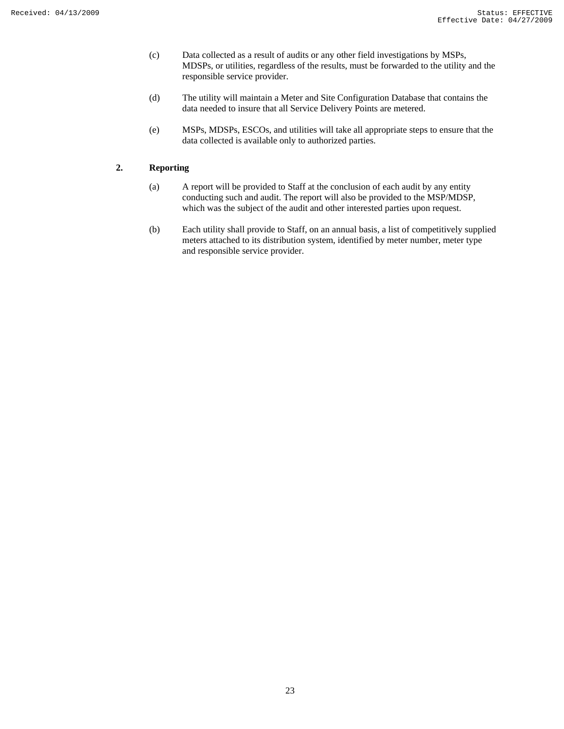(c) Data collected as a result of audits or any other field investigations by MSPs, MDSPs, or utilities, regardless of the results, must be forwarded to the utility and the responsible service provider.

(d) The utility will maintain a Meter and Site Configuration Database that contains the data needed to insure that all Service Delivery Points are metered.

(e) MSPs, MDSPs, ESCOs, and utilities will take all appropriate steps to ensure that the data collected is available only to authorized parties.

**2. Reporting**

(a) A report will be provided to Staff at the conclusion of each audit by any entity conducting such and audit. The report will also be provided to the MSP/MDSP, which was the subject of the audit and other interested parties upon request.

(b) Each utility shall provide to Staff, on an annual basis, a list of competitively supplied meters attached to its distribution system, identified by meter number, meter type and responsible service provider.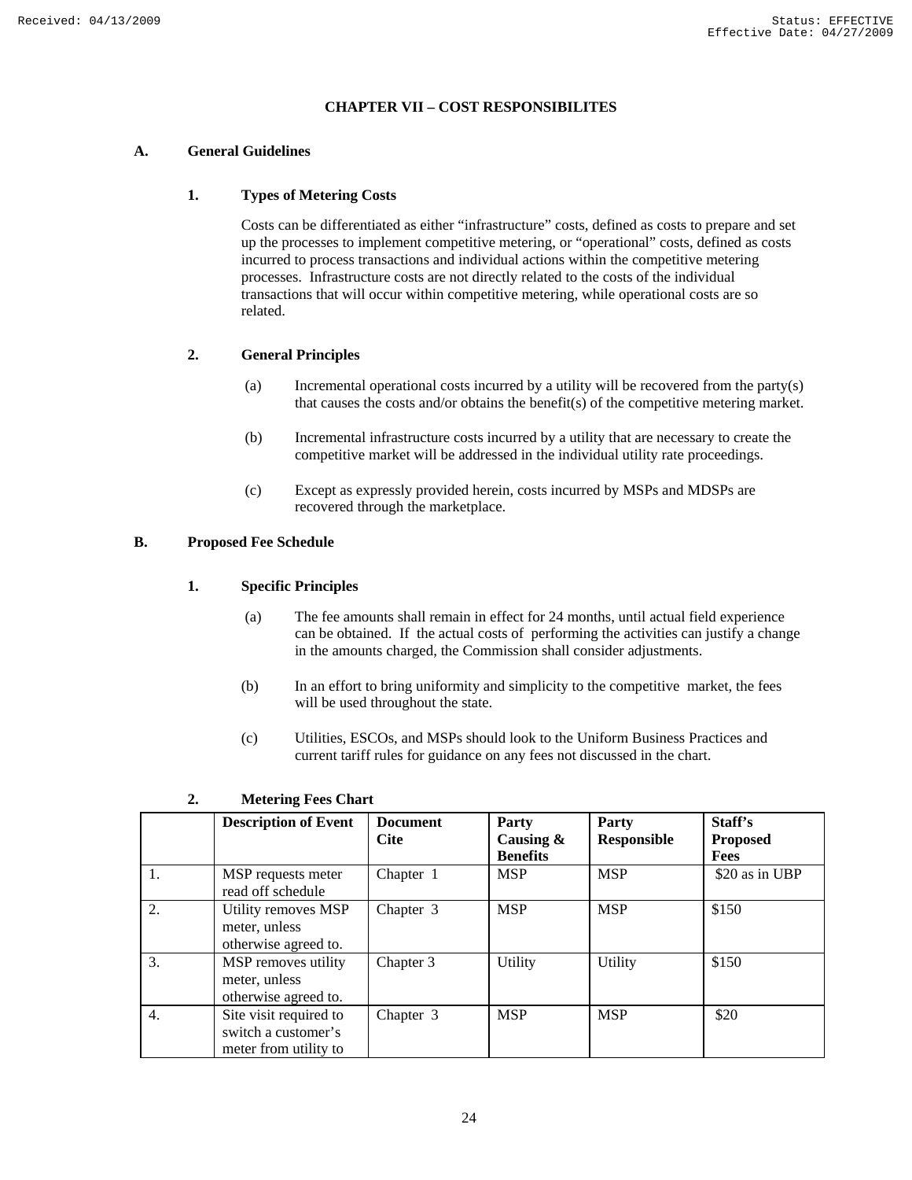# CHAPTER VII – COST RESPONSIBILITES

## A. General Guidelines

### 1. Types of Metering Costs

Costs can be differentiated as either "infrastructure" costs, defined as costs to prepare and set up the processes to implement competitive metering, or "operational" costs, defined as costs incurred to process transactions and individual actions within the competitive metering processes. Infrastructure costs are not directly related to the costs of the individual transactions that will occur within competitive metering, while operational costs are so related.

### 2. General Principles

(a) Incremental operational costs incurred by a utility will be recovered from the party(s) that causes the costs and/or obtains the benefit(s) of the competitive metering market.

(b) Incremental infrastructure costs incurred by a utility that are necessary to create the competitive market will be addressed in the individual utility rate proceedings.

(c) Except as expressly provided herein, costs incurred by MSPs and MDSPs are recovered through the marketplace.

## B. Proposed Fee Schedule

### 1. Specific Principles

(a) The fee amounts shall remain in effect for 24 months, until actual field experience can be obtained. If the actual costs of performing the activities can justify a change in the amounts charged, the Commission shall consider adjustments.

(b) In an effort to bring uniformity and simplicity to the competitive market, the fees will be used throughout the state.

(c) Utilities, ESCOs, and MSPs should look to the Uniform Business Practices and current tariff rules for guidance on any fees not discussed in the chart.

### 2. Metering Fees Chart

| | Description of Event | Document Cite | Party Causing & Benefits | Party Responsible | Staff's Proposed Fees |
|---|---|---|---|---|---|
| 1. | MSP requests meter read off schedule | Chapter 1 | MSP | MSP | $20 as in UBP |
| 2. | Utility removes MSP meter, unless otherwise agreed to. | Chapter 3 | MSP | MSP | $150 |
| 3. | MSP removes utility meter, unless otherwise agreed to. | Chapter 3 | Utility | Utility | $150 |
| 4. | Site visit required to switch a customer's meter from utility to | Chapter 3 | MSP | MSP | $20 |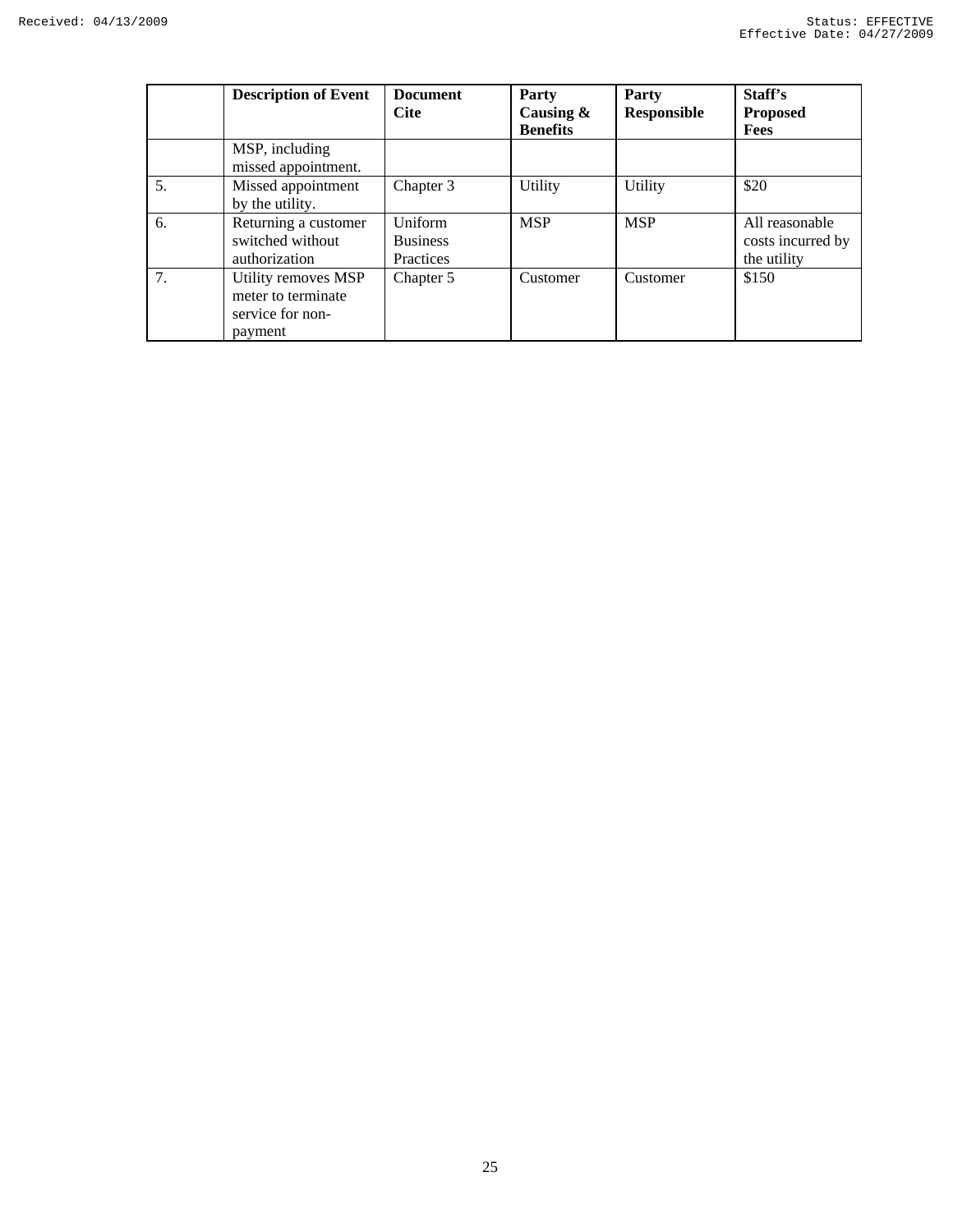| | Description of Event | Document Cite | Party Causing & Benefits | Party Responsible | Staff's Proposed Fees |
|---|---|---|---|---|---|
| | MSP, including missed appointment. | | | | |
| 5. | Missed appointment by the utility. | Chapter 3 | Utility | Utility | $20 |
| 6. | Returning a customer switched without authorization | Uniform Business Practices | MSP | MSP | All reasonable costs incurred by the utility |
| 7. | Utility removes MSP meter to terminate service for non-payment | Chapter 5 | Customer | Customer | $150 |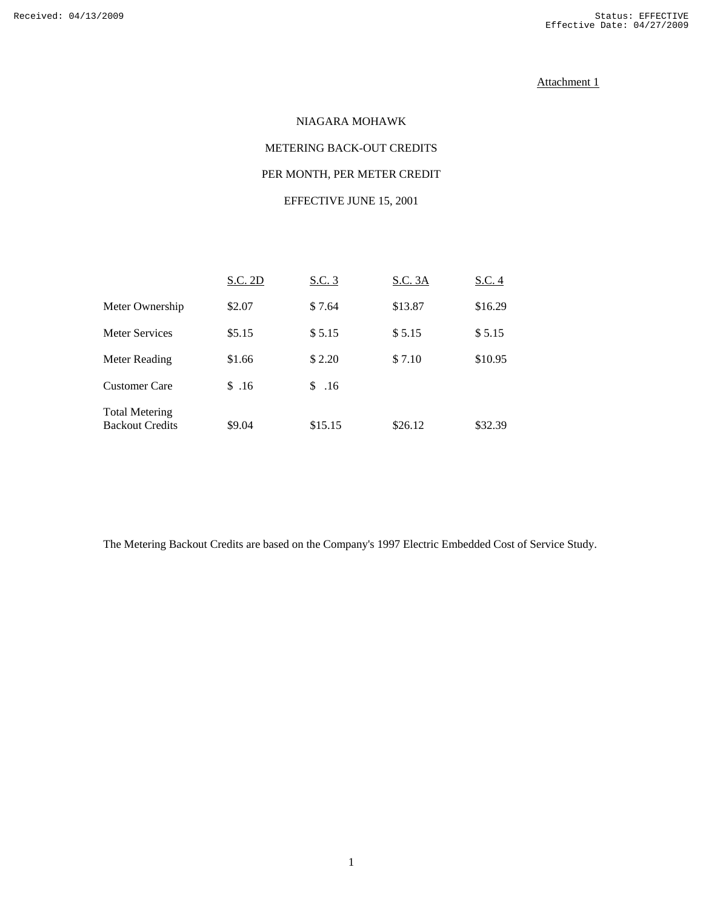Attachment 1

NIAGARA MOHAWK

METERING BACK-OUT CREDITS

PER MONTH, PER METER CREDIT

EFFECTIVE JUNE 15, 2001

| | S.C. 2D | S.C. 3 | S.C. 3A | S.C. 4 |
|---|---|---|---|---|
| Meter Ownership | $2.07 | $ 7.64 | $13.87 | $16.29 |
| Meter Services | $5.15 | $ 5.15 | $ 5.15 | $ 5.15 |
| Meter Reading | $1.66 | $ 2.20 | $ 7.10 | $10.95 |
| Customer Care | $ .16 | $ .16 | | |
| Total Metering Backout Credits | $9.04 | $15.15 | $26.12 | $32.39 |

The Metering Backout Credits are based on the Company's 1997 Electric Embedded Cost of Service Study.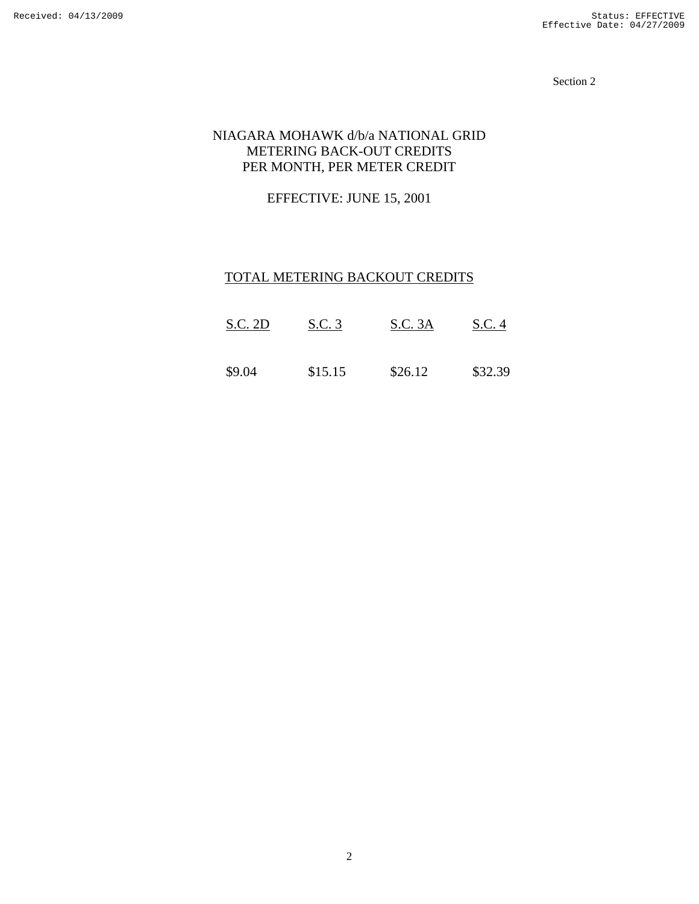Section 2

# NIAGARA MOHAWK d/b/a NATIONAL GRID
## METERING BACK-OUT CREDITS
## PER MONTH, PER METER CREDIT

EFFECTIVE: JUNE 15, 2001

### TOTAL METERING BACKOUT CREDITS

| S.C. 2D | S.C. 3 | S.C. 3A | S.C. 4 |
|---|---|---|---|
| $9.04 | $15.15 | $26.12 | $32.39 |